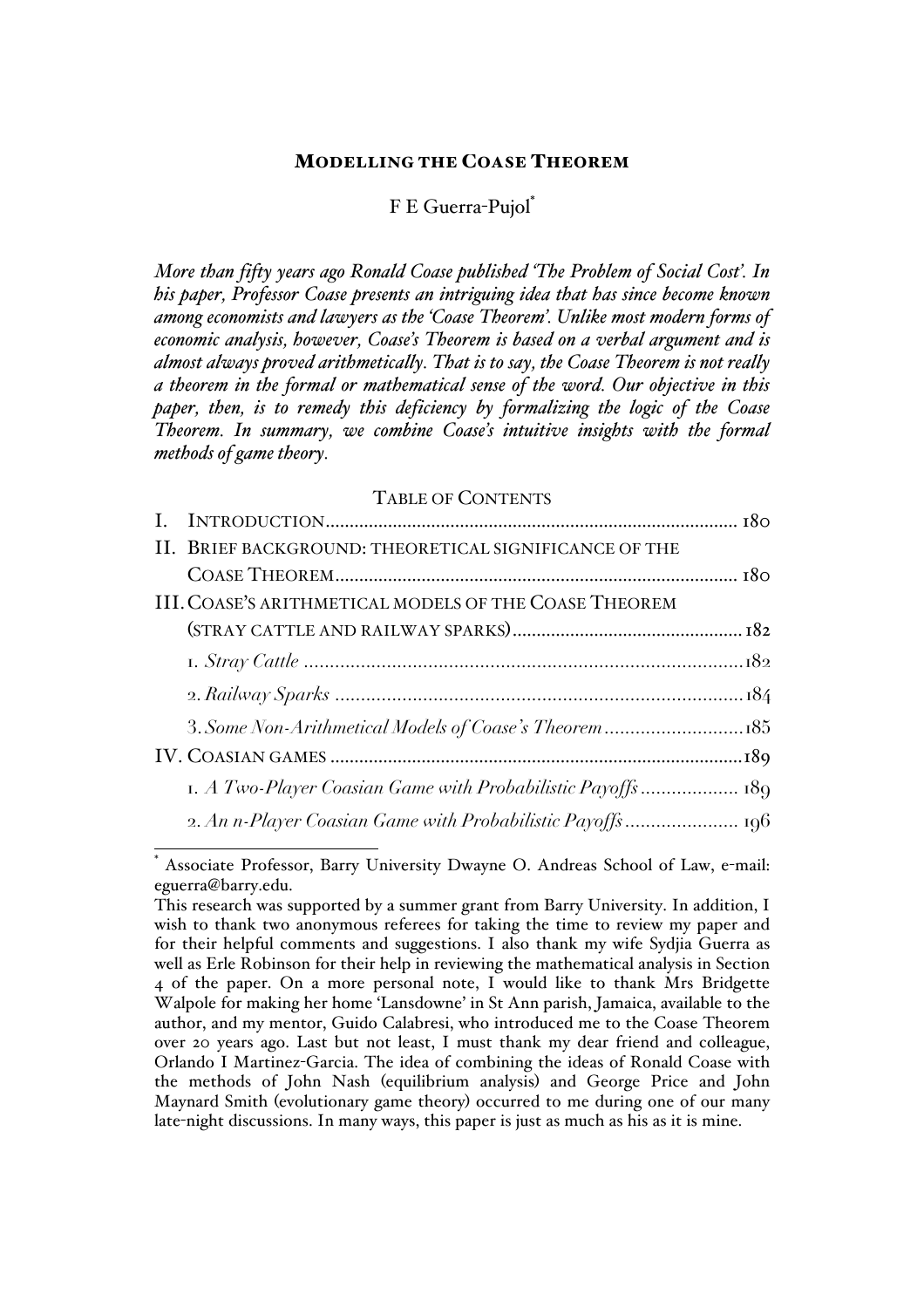# MODELLING THE COASE THEOREM

F E Guerra-Pujol*

*More than fifty years ago Ronald Coase published 'The Problem of Social Cost'. In his paper, Professor Coase presents an intriguing idea that has since become known among economists and lawyers as the 'Coase Theorem'. Unlike most modern forms of economic analysis, however, Coase's Theorem is based on a verbal argument and is almost always proved arithmetically. That is to say, the Coase Theorem is not really a theorem in the formal or mathematical sense of the word. Our objective in this paper, then, is to remedy this deficiency by formalizing the logic of the Coase Theorem. In summary, we combine Coase's intuitive insights with the formal methods of game theory.*

TABLE OF CONTENTS

- I. INTRODUCTION ..... 180
- II. BRIEF BACKGROUND: THEORETICAL SIGNIFICANCE OF THE COASE THEOREM ..... 180
- III. COASE'S ARITHMETICAL MODELS OF THE COASE THEOREM (STRAY CATTLE AND RAILWAY SPARKS) ..... 182
  - 1. *Stray Cattle* ..... 182
  - 2. *Railway Sparks* ..... 184
  - 3. *Some Non-Arithmetical Models of Coase's Theorem* ..... 185
- IV. COASIAN GAMES ..... 189
  - 1. *A Two-Player Coasian Game with Probabilistic Payoffs* ..... 189
  - 2. *An n-Player Coasian Game with Probabilistic Payoffs* ..... 196

---

\* Associate Professor, Barry University Dwayne O. Andreas School of Law, e-mail: eguerra@barry.edu.

This research was supported by a summer grant from Barry University. In addition, I wish to thank two anonymous referees for taking the time to review my paper and for their helpful comments and suggestions. I also thank my wife Sydjia Guerra as well as Erle Robinson for their help in reviewing the mathematical analysis in Section 4 of the paper. On a more personal note, I would like to thank Mrs Bridgette Walpole for making her home 'Lansdowne' in St Ann parish, Jamaica, available to the author, and my mentor, Guido Calabresi, who introduced me to the Coase Theorem over 20 years ago. Last but not least, I must thank my dear friend and colleague, Orlando I Martinez-Garcia. The idea of combining the ideas of Ronald Coase with the methods of John Nash (equilibrium analysis) and George Price and John Maynard Smith (evolutionary game theory) occurred to me during one of our many late-night discussions. In many ways, this paper is just as much as his as it is mine.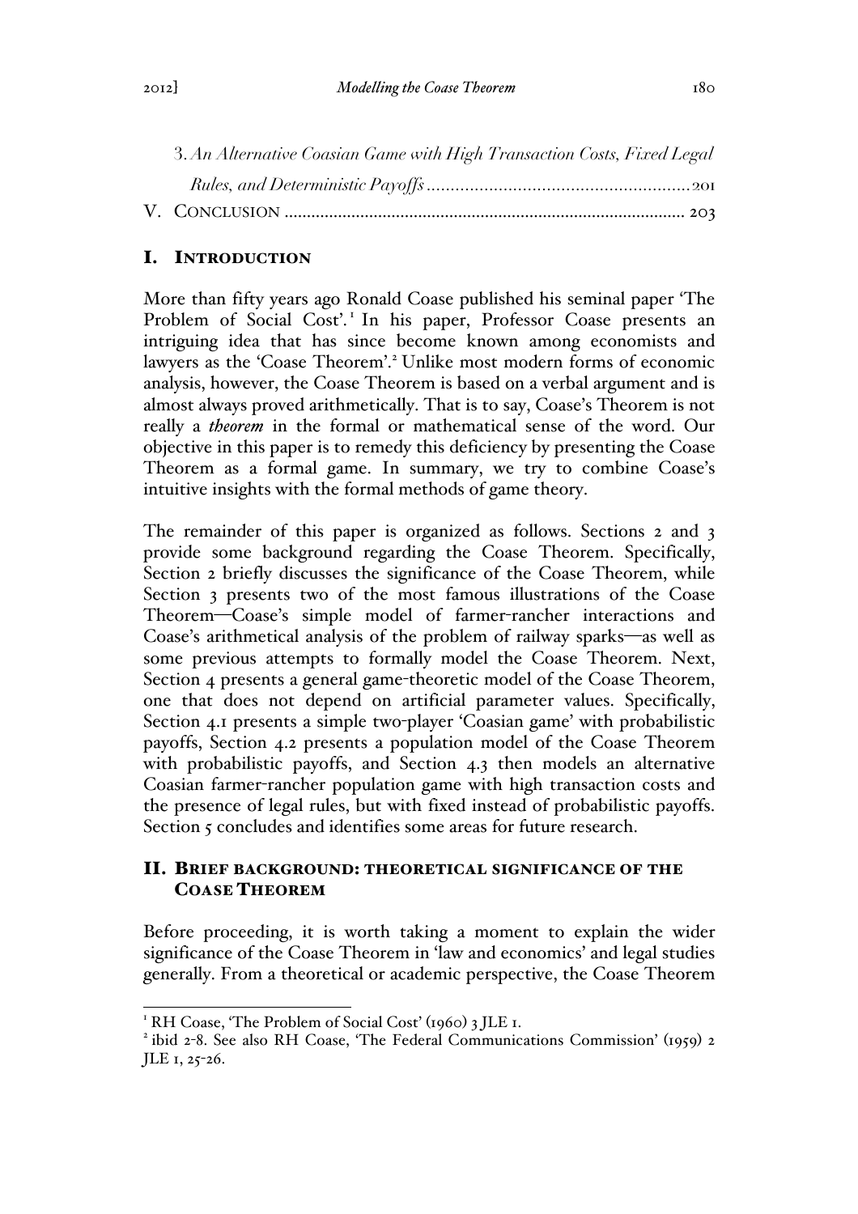3. *An Alternative Coasian Game with High Transaction Costs, Fixed Legal Rules, and Deterministic Payoffs* ........................................................201

V. CONCLUSION ......................................................................................... 203

## I. INTRODUCTION

More than fifty years ago Ronald Coase published his seminal paper 'The Problem of Social Cost'.[1] In his paper, Professor Coase presents an intriguing idea that has since become known among economists and lawyers as the 'Coase Theorem'.[2] Unlike most modern forms of economic analysis, however, the Coase Theorem is based on a verbal argument and is almost always proved arithmetically. That is to say, Coase's Theorem is not really a *theorem* in the formal or mathematical sense of the word. Our objective in this paper is to remedy this deficiency by presenting the Coase Theorem as a formal game. In summary, we try to combine Coase's intuitive insights with the formal methods of game theory.

The remainder of this paper is organized as follows. Sections 2 and 3 provide some background regarding the Coase Theorem. Specifically, Section 2 briefly discusses the significance of the Coase Theorem, while Section 3 presents two of the most famous illustrations of the Coase Theorem—Coase's simple model of farmer-rancher interactions and Coase's arithmetical analysis of the problem of railway sparks—as well as some previous attempts to formally model the Coase Theorem. Next, Section 4 presents a general game-theoretic model of the Coase Theorem, one that does not depend on artificial parameter values. Specifically, Section 4.1 presents a simple two-player 'Coasian game' with probabilistic payoffs, Section 4.2 presents a population model of the Coase Theorem with probabilistic payoffs, and Section 4.3 then models an alternative Coasian farmer-rancher population game with high transaction costs and the presence of legal rules, but with fixed instead of probabilistic payoffs. Section 5 concludes and identifies some areas for future research.

## II. BRIEF BACKGROUND: THEORETICAL SIGNIFICANCE OF THE COASE THEOREM

Before proceeding, it is worth taking a moment to explain the wider significance of the Coase Theorem in 'law and economics' and legal studies generally. From a theoretical or academic perspective, the Coase Theorem

---

[1] RH Coase, 'The Problem of Social Cost' (1960) 3 JLE 1.

[2] ibid 2-8. See also RH Coase, 'The Federal Communications Commission' (1959) 2 JLE 1, 25-26.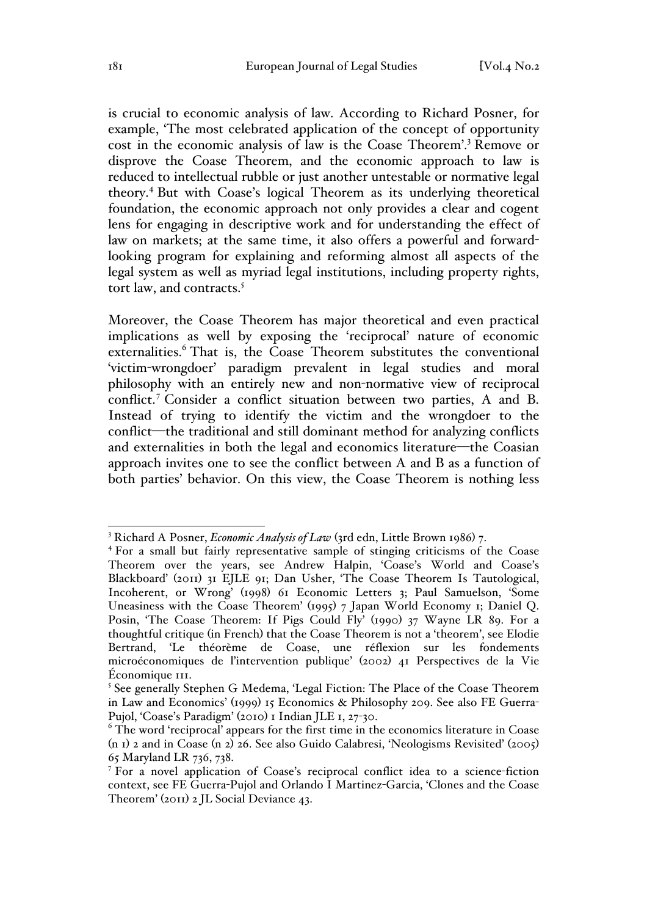is crucial to economic analysis of law. According to Richard Posner, for example, 'The most celebrated application of the concept of opportunity cost in the economic analysis of law is the Coase Theorem'.[3] Remove or disprove the Coase Theorem, and the economic approach to law is reduced to intellectual rubble or just another untestable or normative legal theory.[4] But with Coase's logical Theorem as its underlying theoretical foundation, the economic approach not only provides a clear and cogent lens for engaging in descriptive work and for understanding the effect of law on markets; at the same time, it also offers a powerful and forward-looking program for explaining and reforming almost all aspects of the legal system as well as myriad legal institutions, including property rights, tort law, and contracts.[5]

Moreover, the Coase Theorem has major theoretical and even practical implications as well by exposing the 'reciprocal' nature of economic externalities.[6] That is, the Coase Theorem substitutes the conventional 'victim-wrongdoer' paradigm prevalent in legal studies and moral philosophy with an entirely new and non-normative view of reciprocal conflict.[7] Consider a conflict situation between two parties, A and B. Instead of trying to identify the victim and the wrongdoer to the conflict—the traditional and still dominant method for analyzing conflicts and externalities in both the legal and economics literature—the Coasian approach invites one to see the conflict between A and B as a function of both parties' behavior. On this view, the Coase Theorem is nothing less

---

[3] Richard A Posner, *Economic Analysis of Law* (3rd edn, Little Brown 1986) 7.

[4] For a small but fairly representative sample of stinging criticisms of the Coase Theorem over the years, see Andrew Halpin, 'Coase's World and Coase's Blackboard' (2011) 31 EJLE 91; Dan Usher, 'The Coase Theorem Is Tautological, Incoherent, or Wrong' (1998) 61 Economic Letters 3; Paul Samuelson, 'Some Uneasiness with the Coase Theorem' (1995) 7 Japan World Economy 1; Daniel Q. Posin, 'The Coase Theorem: If Pigs Could Fly' (1990) 37 Wayne LR 89. For a thoughtful critique (in French) that the Coase Theorem is not a 'theorem', see Elodie Bertrand, 'Le théorème de Coase, une réflexion sur les fondements microéconomiques de l'intervention publique' (2002) 41 Perspectives de la Vie Économique 111.

[5] See generally Stephen G Medema, 'Legal Fiction: The Place of the Coase Theorem in Law and Economics' (1999) 15 Economics & Philosophy 209. See also FE Guerra-Pujol, 'Coase's Paradigm' (2010) 1 Indian JLE 1, 27-30.

[6] The word 'reciprocal' appears for the first time in the economics literature in Coase (n 1) 2 and in Coase (n 2) 26. See also Guido Calabresi, 'Neologisms Revisited' (2005) 65 Maryland LR 736, 738.

[7] For a novel application of Coase's reciprocal conflict idea to a science-fiction context, see FE Guerra-Pujol and Orlando I Martinez-Garcia, 'Clones and the Coase Theorem' (2011) 2 JL Social Deviance 43.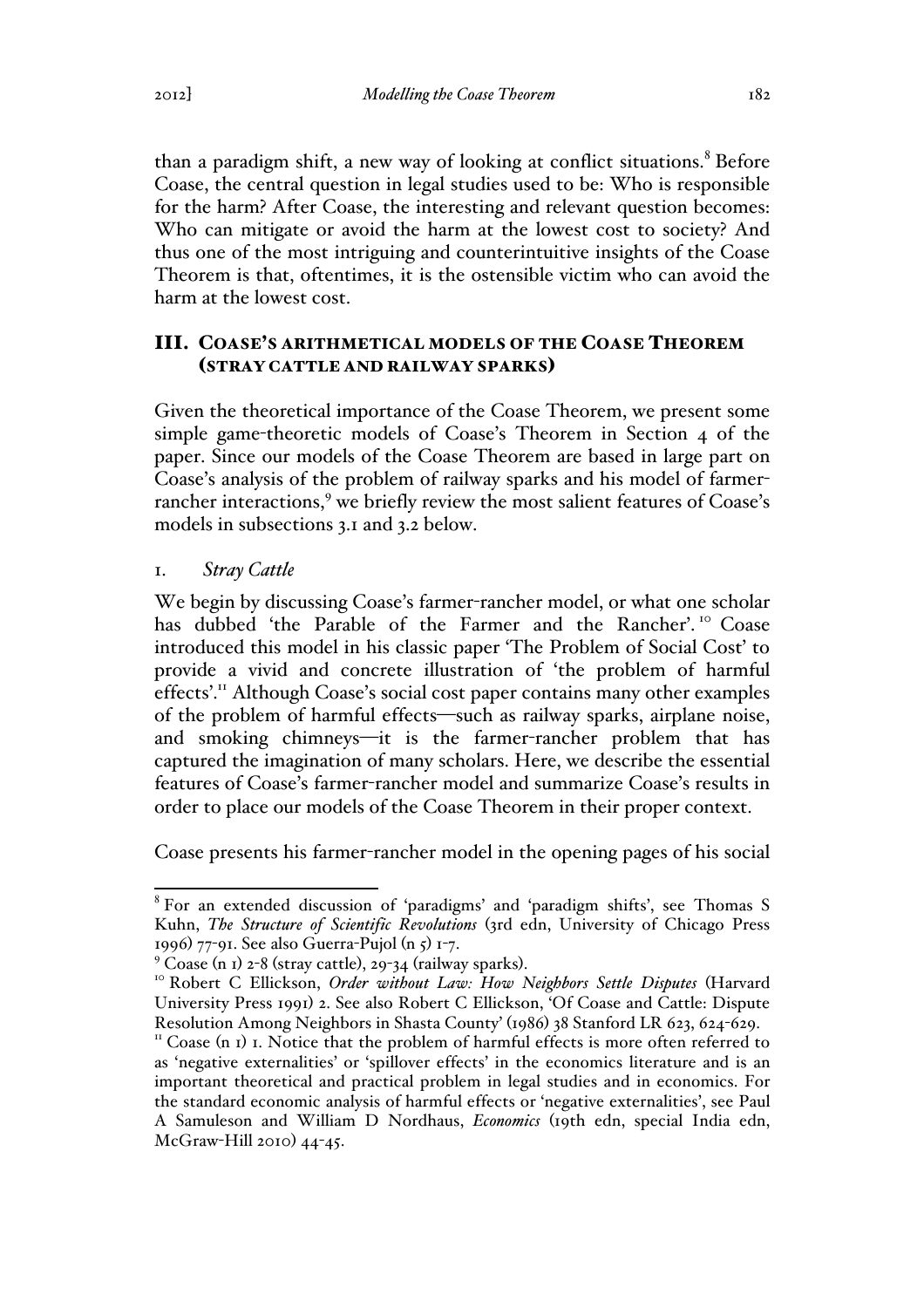than a paradigm shift, a new way of looking at conflict situations.[8] Before Coase, the central question in legal studies used to be: Who is responsible for the harm? After Coase, the interesting and relevant question becomes: Who can mitigate or avoid the harm at the lowest cost to society? And thus one of the most intriguing and counterintuitive insights of the Coase Theorem is that, oftentimes, it is the ostensible victim who can avoid the harm at the lowest cost.

## III. Coase's arithmetical models of the Coase Theorem (stray cattle and railway sparks)

Given the theoretical importance of the Coase Theorem, we present some simple game-theoretic models of Coase's Theorem in Section 4 of the paper. Since our models of the Coase Theorem are based in large part on Coase's analysis of the problem of railway sparks and his model of farmer-rancher interactions,[9] we briefly review the most salient features of Coase's models in subsections 3.1 and 3.2 below.

### 1. *Stray Cattle*

We begin by discussing Coase's farmer-rancher model, or what one scholar has dubbed 'the Parable of the Farmer and the Rancher'.[10] Coase introduced this model in his classic paper 'The Problem of Social Cost' to provide a vivid and concrete illustration of 'the problem of harmful effects'.[11] Although Coase's social cost paper contains many other examples of the problem of harmful effects—such as railway sparks, airplane noise, and smoking chimneys—it is the farmer-rancher problem that has captured the imagination of many scholars. Here, we describe the essential features of Coase's farmer-rancher model and summarize Coase's results in order to place our models of the Coase Theorem in their proper context.

Coase presents his farmer-rancher model in the opening pages of his social

---

[8] For an extended discussion of 'paradigms' and 'paradigm shifts', see Thomas S Kuhn, *The Structure of Scientific Revolutions* (3rd edn, University of Chicago Press 1996) 77-91. See also Guerra-Pujol (n 5) 1-7.

[9] Coase (n 1) 2-8 (stray cattle), 29-34 (railway sparks).

[10] Robert C Ellickson, *Order without Law: How Neighbors Settle Disputes* (Harvard University Press 1991) 2. See also Robert C Ellickson, 'Of Coase and Cattle: Dispute Resolution Among Neighbors in Shasta County' (1986) 38 Stanford LR 623, 624-629.

[11] Coase (n 1) 1. Notice that the problem of harmful effects is more often referred to as 'negative externalities' or 'spillover effects' in the economics literature and is an important theoretical and practical problem in legal studies and in economics. For the standard economic analysis of harmful effects or 'negative externalities', see Paul A Samuleson and William D Nordhaus, *Economics* (19th edn, special India edn, McGraw-Hill 2010) 44-45.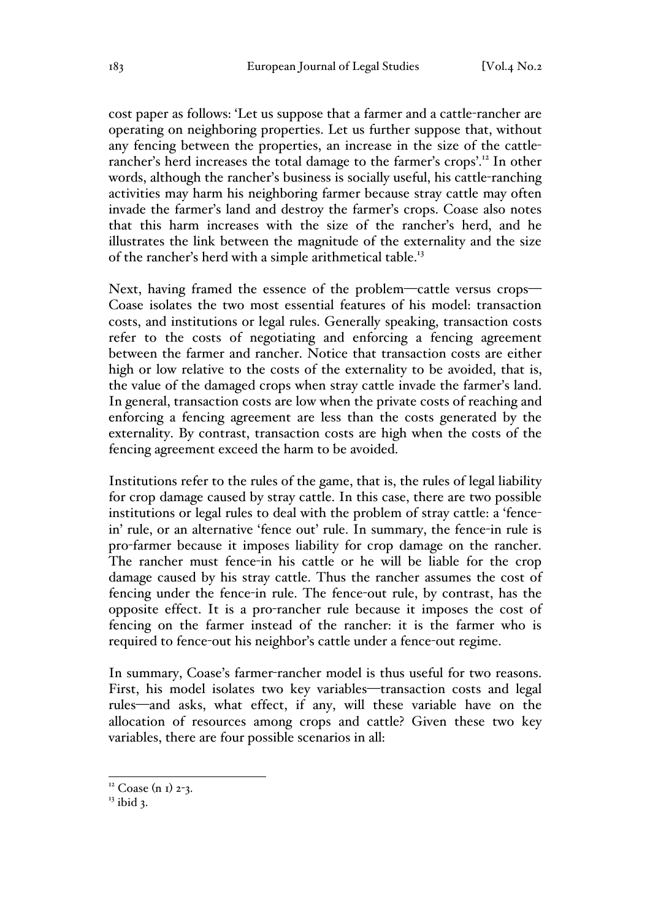cost paper as follows: 'Let us suppose that a farmer and a cattle-rancher are operating on neighboring properties. Let us further suppose that, without any fencing between the properties, an increase in the size of the cattle-rancher's herd increases the total damage to the farmer's crops'.[12] In other words, although the rancher's business is socially useful, his cattle-ranching activities may harm his neighboring farmer because stray cattle may often invade the farmer's land and destroy the farmer's crops. Coase also notes that this harm increases with the size of the rancher's herd, and he illustrates the link between the magnitude of the externality and the size of the rancher's herd with a simple arithmetical table.[13]

Next, having framed the essence of the problem—cattle versus crops—Coase isolates the two most essential features of his model: transaction costs, and institutions or legal rules. Generally speaking, transaction costs refer to the costs of negotiating and enforcing a fencing agreement between the farmer and rancher. Notice that transaction costs are either high or low relative to the costs of the externality to be avoided, that is, the value of the damaged crops when stray cattle invade the farmer's land. In general, transaction costs are low when the private costs of reaching and enforcing a fencing agreement are less than the costs generated by the externality. By contrast, transaction costs are high when the costs of the fencing agreement exceed the harm to be avoided.

Institutions refer to the rules of the game, that is, the rules of legal liability for crop damage caused by stray cattle. In this case, there are two possible institutions or legal rules to deal with the problem of stray cattle: a 'fence-in' rule, or an alternative 'fence out' rule. In summary, the fence-in rule is pro-farmer because it imposes liability for crop damage on the rancher. The rancher must fence-in his cattle or he will be liable for the crop damage caused by his stray cattle. Thus the rancher assumes the cost of fencing under the fence-in rule. The fence-out rule, by contrast, has the opposite effect. It is a pro-rancher rule because it imposes the cost of fencing on the farmer instead of the rancher: it is the farmer who is required to fence-out his neighbor's cattle under a fence-out regime.

In summary, Coase's farmer-rancher model is thus useful for two reasons. First, his model isolates two key variables—transaction costs and legal rules—and asks, what effect, if any, will these variable have on the allocation of resources among crops and cattle? Given these two key variables, there are four possible scenarios in all:

[12] Coase (n 1) 2-3.

[13] ibid 3.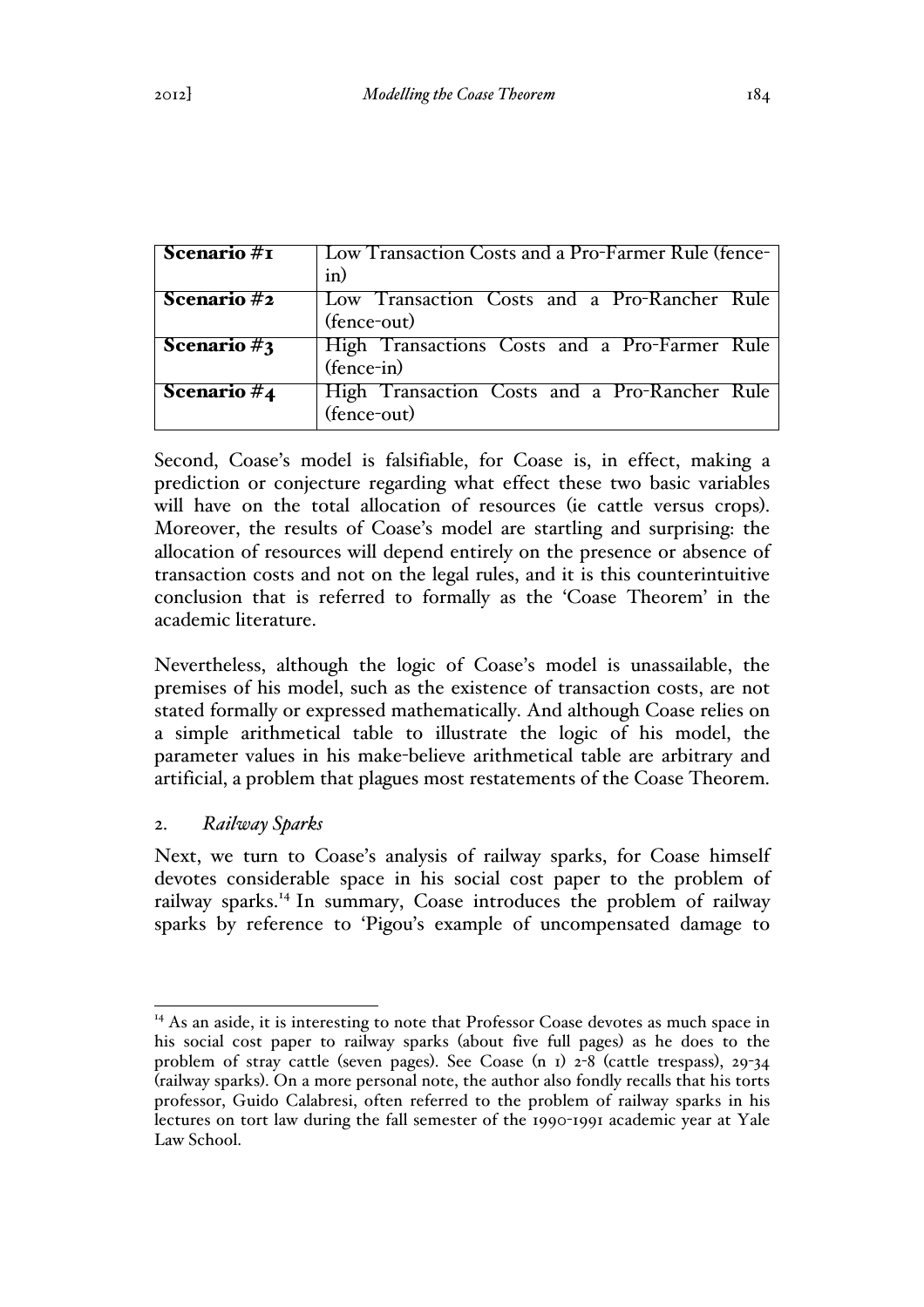| Scenario #1 | Low Transaction Costs and a Pro-Farmer Rule (fence-in) |
|---|---|
| **Scenario #2** | Low Transaction Costs and a Pro-Rancher Rule (fence-out) |
| **Scenario #3** | High Transactions Costs and a Pro-Farmer Rule (fence-in) |
| **Scenario #4** | High Transaction Costs and a Pro-Rancher Rule (fence-out) |

Second, Coase's model is falsifiable, for Coase is, in effect, making a prediction or conjecture regarding what effect these two basic variables will have on the total allocation of resources (ie cattle versus crops). Moreover, the results of Coase's model are startling and surprising: the allocation of resources will depend entirely on the presence or absence of transaction costs and not on the legal rules, and it is this counterintuitive conclusion that is referred to formally as the 'Coase Theorem' in the academic literature.

Nevertheless, although the logic of Coase's model is unassailable, the premises of his model, such as the existence of transaction costs, are not stated formally or expressed mathematically. And although Coase relies on a simple arithmetical table to illustrate the logic of his model, the parameter values in his make-believe arithmetical table are arbitrary and artificial, a problem that plagues most restatements of the Coase Theorem.

## 2. *Railway Sparks*

Next, we turn to Coase's analysis of railway sparks, for Coase himself devotes considerable space in his social cost paper to the problem of railway sparks.[14] In summary, Coase introduces the problem of railway sparks by reference to 'Pigou's example of uncompensated damage to

[14] As an aside, it is interesting to note that Professor Coase devotes as much space in his social cost paper to railway sparks (about five full pages) as he does to the problem of stray cattle (seven pages). See Coase (n 1) 2-8 (cattle trespass), 29-34 (railway sparks). On a more personal note, the author also fondly recalls that his torts professor, Guido Calabresi, often referred to the problem of railway sparks in his lectures on tort law during the fall semester of the 1990-1991 academic year at Yale Law School.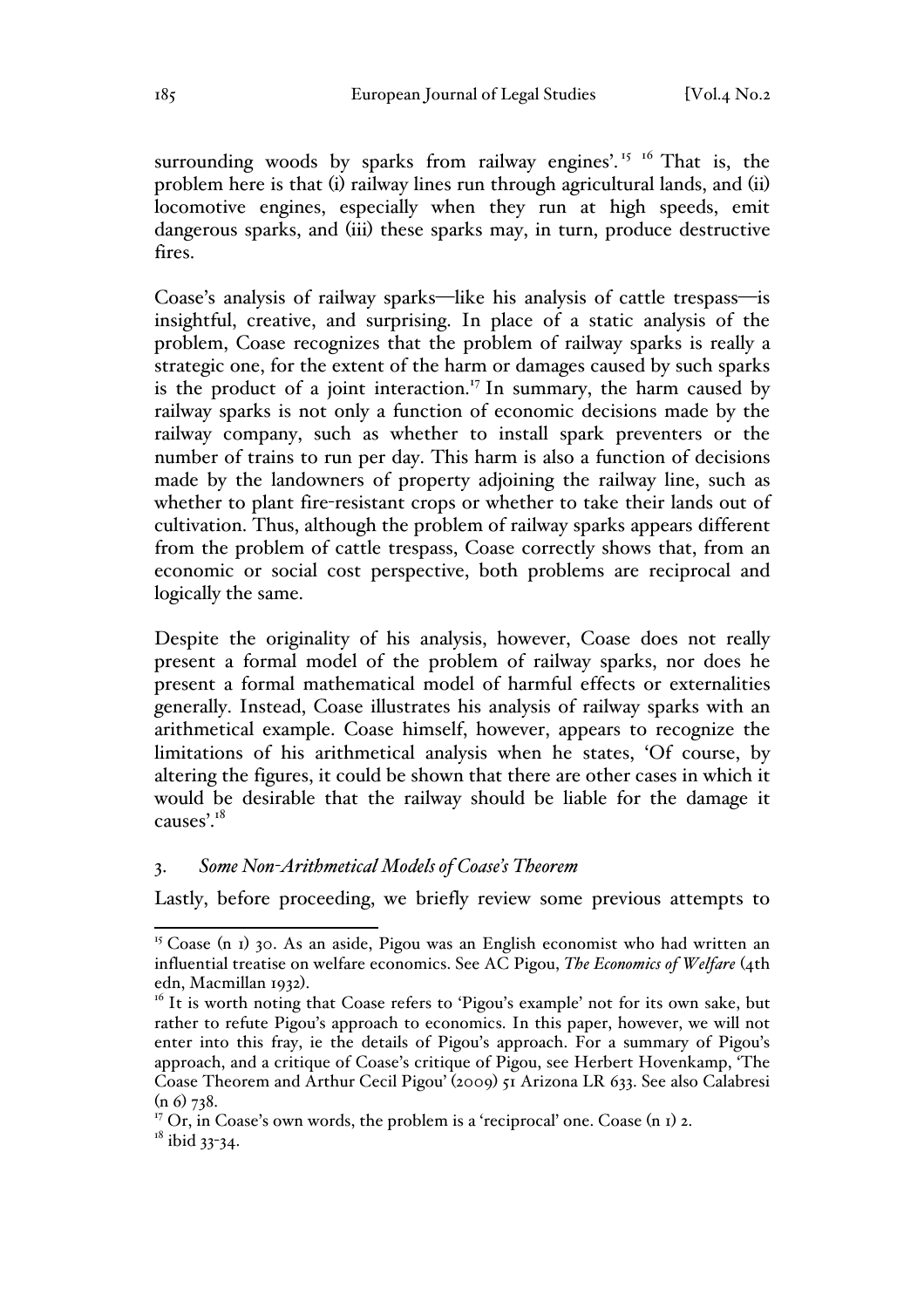surrounding woods by sparks from railway engines'.[15] [16] That is, the problem here is that (i) railway lines run through agricultural lands, and (ii) locomotive engines, especially when they run at high speeds, emit dangerous sparks, and (iii) these sparks may, in turn, produce destructive fires.

Coase's analysis of railway sparks—like his analysis of cattle trespass—is insightful, creative, and surprising. In place of a static analysis of the problem, Coase recognizes that the problem of railway sparks is really a strategic one, for the extent of the harm or damages caused by such sparks is the product of a joint interaction.[17] In summary, the harm caused by railway sparks is not only a function of economic decisions made by the railway company, such as whether to install spark preventers or the number of trains to run per day. This harm is also a function of decisions made by the landowners of property adjoining the railway line, such as whether to plant fire-resistant crops or whether to take their lands out of cultivation. Thus, although the problem of railway sparks appears different from the problem of cattle trespass, Coase correctly shows that, from an economic or social cost perspective, both problems are reciprocal and logically the same.

Despite the originality of his analysis, however, Coase does not really present a formal model of the problem of railway sparks, nor does he present a formal mathematical model of harmful effects or externalities generally. Instead, Coase illustrates his analysis of railway sparks with an arithmetical example. Coase himself, however, appears to recognize the limitations of his arithmetical analysis when he states, 'Of course, by altering the figures, it could be shown that there are other cases in which it would be desirable that the railway should be liable for the damage it causes'.[18]

### 3. *Some Non-Arithmetical Models of Coase's Theorem*

Lastly, before proceeding, we briefly review some previous attempts to

---

[15] Coase (n 1) 30. As an aside, Pigou was an English economist who had written an influential treatise on welfare economics. See AC Pigou, *The Economics of Welfare* (4th edn, Macmillan 1932).

[16] It is worth noting that Coase refers to 'Pigou's example' not for its own sake, but rather to refute Pigou's approach to economics. In this paper, however, we will not enter into this fray, ie the details of Pigou's approach. For a summary of Pigou's approach, and a critique of Coase's critique of Pigou, see Herbert Hovenkamp, 'The Coase Theorem and Arthur Cecil Pigou' (2009) 51 Arizona LR 633. See also Calabresi (n 6) 738.

[17] Or, in Coase's own words, the problem is a 'reciprocal' one. Coase (n 1) 2.

[18] ibid 33-34.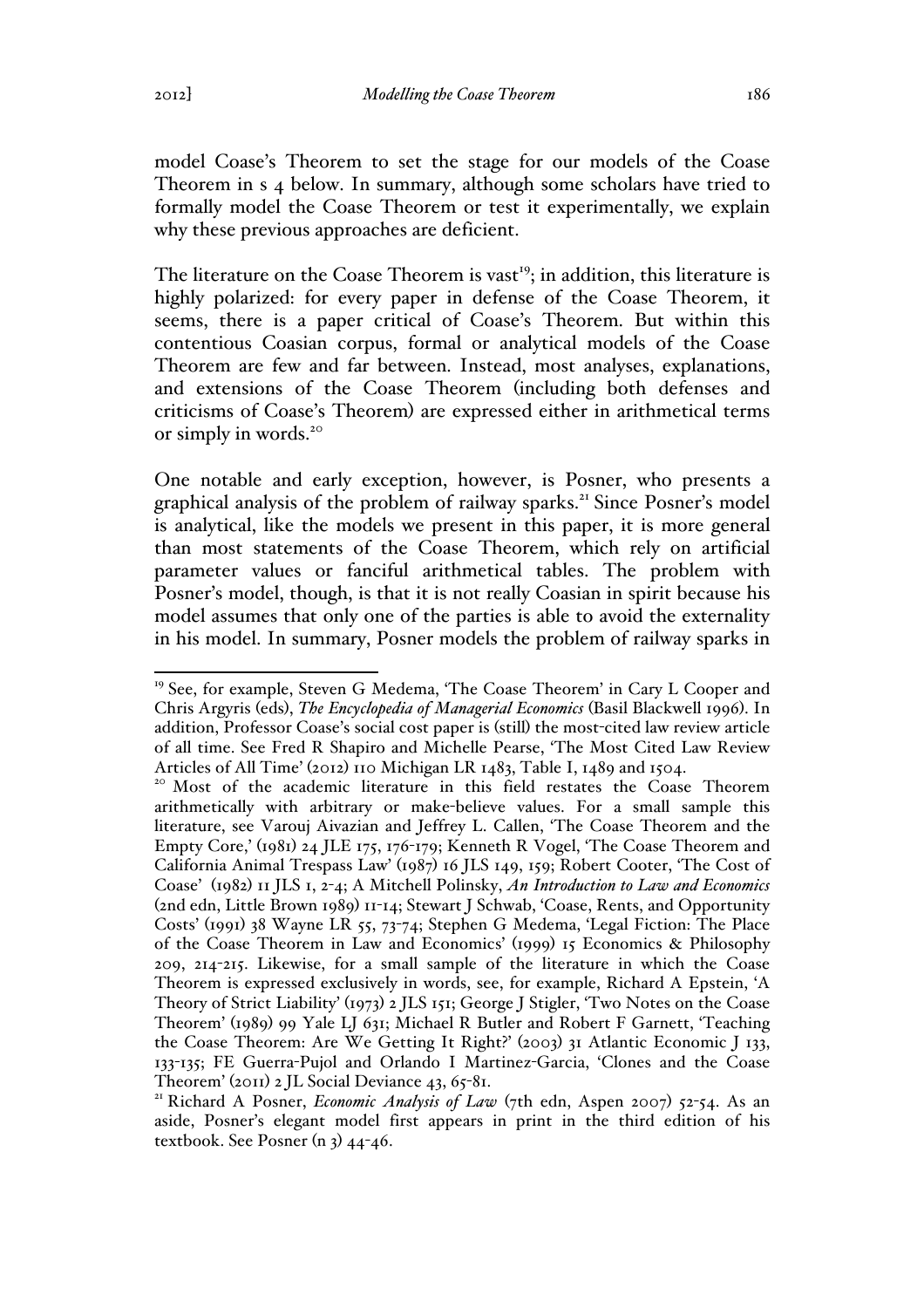model Coase's Theorem to set the stage for our models of the Coase Theorem in s 4 below. In summary, although some scholars have tried to formally model the Coase Theorem or test it experimentally, we explain why these previous approaches are deficient.

The literature on the Coase Theorem is vast[19]; in addition, this literature is highly polarized: for every paper in defense of the Coase Theorem, it seems, there is a paper critical of Coase's Theorem. But within this contentious Coasian corpus, formal or analytical models of the Coase Theorem are few and far between. Instead, most analyses, explanations, and extensions of the Coase Theorem (including both defenses and criticisms of Coase's Theorem) are expressed either in arithmetical terms or simply in words.[20]

One notable and early exception, however, is Posner, who presents a graphical analysis of the problem of railway sparks.[21] Since Posner's model is analytical, like the models we present in this paper, it is more general than most statements of the Coase Theorem, which rely on artificial parameter values or fanciful arithmetical tables. The problem with Posner's model, though, is that it is not really Coasian in spirit because his model assumes that only one of the parties is able to avoid the externality in his model. In summary, Posner models the problem of railway sparks in

---

[19] See, for example, Steven G Medema, 'The Coase Theorem' in Cary L Cooper and Chris Argyris (eds), *The Encyclopedia of Managerial Economics* (Basil Blackwell 1996). In addition, Professor Coase's social cost paper is (still) the most-cited law review article of all time. See Fred R Shapiro and Michelle Pearse, 'The Most Cited Law Review Articles of All Time' (2012) 110 Michigan LR 1483, Table I, 1489 and 1504.

[20] Most of the academic literature in this field restates the Coase Theorem arithmetically with arbitrary or make-believe values. For a small sample this literature, see Varouj Aivazian and Jeffrey L. Callen, 'The Coase Theorem and the Empty Core,' (1981) 24 JLE 175, 176-179; Kenneth R Vogel, 'The Coase Theorem and California Animal Trespass Law' (1987) 16 JLS 149, 159; Robert Cooter, 'The Cost of Coase' (1982) 11 JLS 1, 2-4; A Mitchell Polinsky, *An Introduction to Law and Economics* (2nd edn, Little Brown 1989) 11-14; Stewart J Schwab, 'Coase, Rents, and Opportunity Costs' (1991) 38 Wayne LR 55, 73-74; Stephen G Medema, 'Legal Fiction: The Place of the Coase Theorem in Law and Economics' (1999) 15 Economics & Philosophy 209, 214-215. Likewise, for a small sample of the literature in which the Coase Theorem is expressed exclusively in words, see, for example, Richard A Epstein, 'A Theory of Strict Liability' (1973) 2 JLS 151; George J Stigler, 'Two Notes on the Coase Theorem' (1989) 99 Yale LJ 631; Michael R Butler and Robert F Garnett, 'Teaching the Coase Theorem: Are We Getting It Right?' (2003) 31 Atlantic Economic J 133, 133-135; FE Guerra-Pujol and Orlando I Martinez-Garcia, 'Clones and the Coase Theorem' (2011) 2 JL Social Deviance 43, 65-81.

[21] Richard A Posner, *Economic Analysis of Law* (7th edn, Aspen 2007) 52-54. As an aside, Posner's elegant model first appears in print in the third edition of his textbook. See Posner (n 3) 44-46.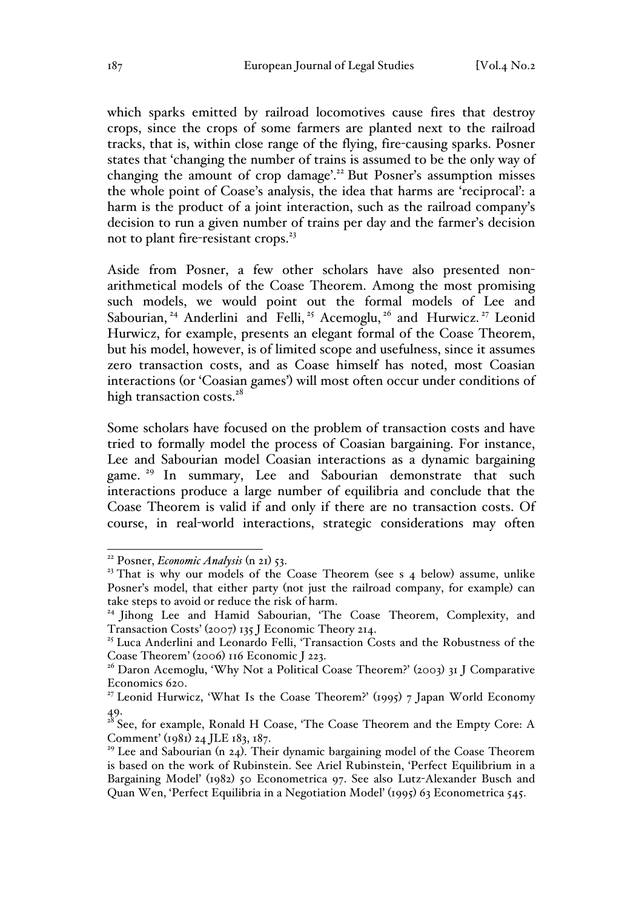which sparks emitted by railroad locomotives cause fires that destroy crops, since the crops of some farmers are planted next to the railroad tracks, that is, within close range of the flying, fire-causing sparks. Posner states that 'changing the number of trains is assumed to be the only way of changing the amount of crop damage'.[22] But Posner's assumption misses the whole point of Coase's analysis, the idea that harms are 'reciprocal': a harm is the product of a joint interaction, such as the railroad company's decision to run a given number of trains per day and the farmer's decision not to plant fire-resistant crops.[23]

Aside from Posner, a few other scholars have also presented non-arithmetical models of the Coase Theorem. Among the most promising such models, we would point out the formal models of Lee and Sabourian,[24] Anderlini and Felli,[25] Acemoglu,[26] and Hurwicz.[27] Leonid Hurwicz, for example, presents an elegant formal of the Coase Theorem, but his model, however, is of limited scope and usefulness, since it assumes zero transaction costs, and as Coase himself has noted, most Coasian interactions (or 'Coasian games') will most often occur under conditions of high transaction costs.[28]

Some scholars have focused on the problem of transaction costs and have tried to formally model the process of Coasian bargaining. For instance, Lee and Sabourian model Coasian interactions as a dynamic bargaining game.[29] In summary, Lee and Sabourian demonstrate that such interactions produce a large number of equilibria and conclude that the Coase Theorem is valid if and only if there are no transaction costs. Of course, in real-world interactions, strategic considerations may often

---

[22] Posner, *Economic Analysis* (n 21) 53.

[23] That is why our models of the Coase Theorem (see s 4 below) assume, unlike Posner's model, that either party (not just the railroad company, for example) can take steps to avoid or reduce the risk of harm.

[24] Jihong Lee and Hamid Sabourian, 'The Coase Theorem, Complexity, and Transaction Costs' (2007) 135 J Economic Theory 214.

[25] Luca Anderlini and Leonardo Felli, 'Transaction Costs and the Robustness of the Coase Theorem' (2006) 116 Economic J 223.

[26] Daron Acemoglu, 'Why Not a Political Coase Theorem?' (2003) 31 J Comparative Economics 620.

[27] Leonid Hurwicz, 'What Is the Coase Theorem?' (1995) 7 Japan World Economy 49.

[28] See, for example, Ronald H Coase, 'The Coase Theorem and the Empty Core: A Comment' (1981) 24 JLE 183, 187.

[29] Lee and Sabourian (n 24). Their dynamic bargaining model of the Coase Theorem is based on the work of Rubinstein. See Ariel Rubinstein, 'Perfect Equilibrium in a Bargaining Model' (1982) 50 Econometrica 97. See also Lutz-Alexander Busch and Quan Wen, 'Perfect Equilibria in a Negotiation Model' (1995) 63 Econometrica 545.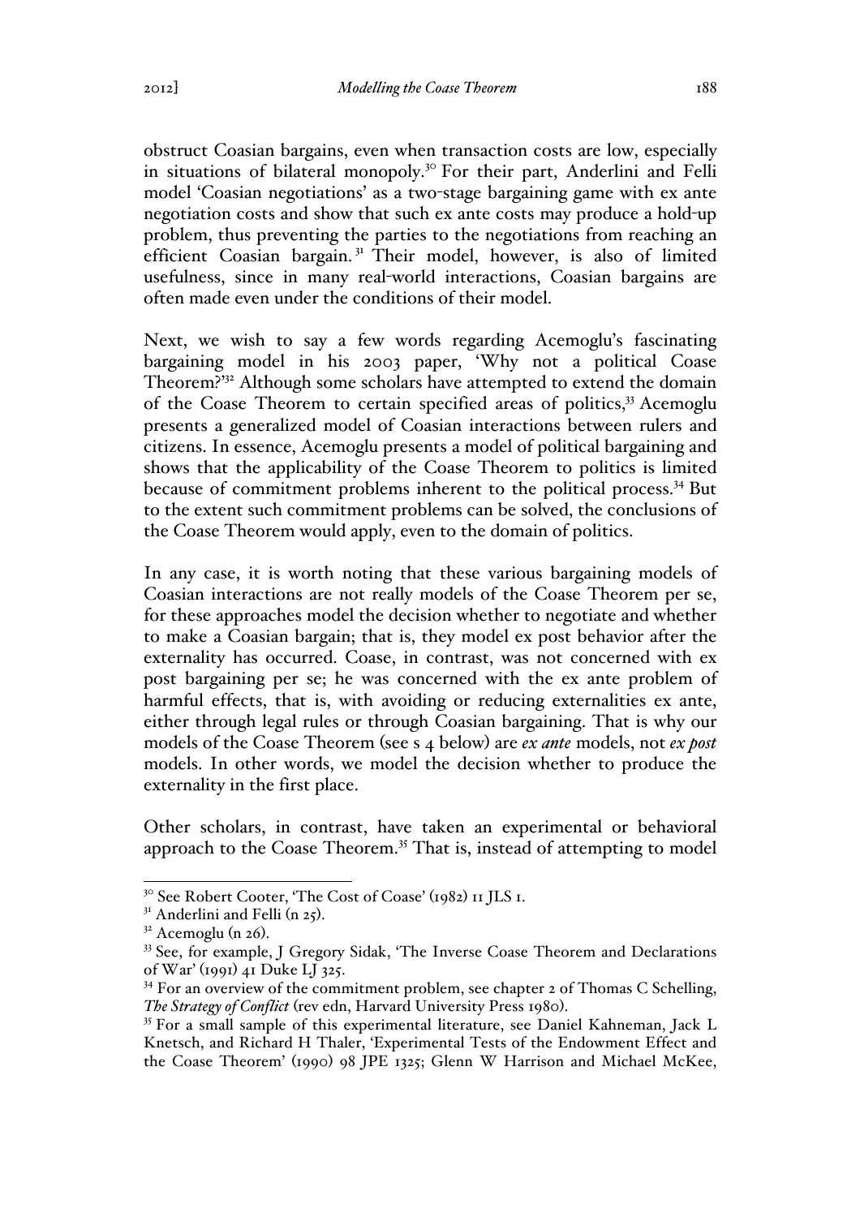obstruct Coasian bargains, even when transaction costs are low, especially in situations of bilateral monopoly.[30] For their part, Anderlini and Felli model 'Coasian negotiations' as a two-stage bargaining game with ex ante negotiation costs and show that such ex ante costs may produce a hold-up problem, thus preventing the parties to the negotiations from reaching an efficient Coasian bargain.[31] Their model, however, is also of limited usefulness, since in many real-world interactions, Coasian bargains are often made even under the conditions of their model.

Next, we wish to say a few words regarding Acemoglu's fascinating bargaining model in his 2003 paper, 'Why not a political Coase Theorem?'[32] Although some scholars have attempted to extend the domain of the Coase Theorem to certain specified areas of politics,[33] Acemoglu presents a generalized model of Coasian interactions between rulers and citizens. In essence, Acemoglu presents a model of political bargaining and shows that the applicability of the Coase Theorem to politics is limited because of commitment problems inherent to the political process.[34] But to the extent such commitment problems can be solved, the conclusions of the Coase Theorem would apply, even to the domain of politics.

In any case, it is worth noting that these various bargaining models of Coasian interactions are not really models of the Coase Theorem per se, for these approaches model the decision whether to negotiate and whether to make a Coasian bargain; that is, they model ex post behavior after the externality has occurred. Coase, in contrast, was not concerned with ex post bargaining per se; he was concerned with the ex ante problem of harmful effects, that is, with avoiding or reducing externalities ex ante, either through legal rules or through Coasian bargaining. That is why our models of the Coase Theorem (see s 4 below) are *ex ante* models, not *ex post* models. In other words, we model the decision whether to produce the externality in the first place.

Other scholars, in contrast, have taken an experimental or behavioral approach to the Coase Theorem.[35] That is, instead of attempting to model

---

[30] See Robert Cooter, 'The Cost of Coase' (1982) 11 JLS 1.

[31] Anderlini and Felli (n 25).

[32] Acemoglu (n 26).

[33] See, for example, J Gregory Sidak, 'The Inverse Coase Theorem and Declarations of War' (1991) 41 Duke LJ 325.

[34] For an overview of the commitment problem, see chapter 2 of Thomas C Schelling, *The Strategy of Conflict* (rev edn, Harvard University Press 1980).

[35] For a small sample of this experimental literature, see Daniel Kahneman, Jack L Knetsch, and Richard H Thaler, 'Experimental Tests of the Endowment Effect and the Coase Theorem' (1990) 98 JPE 1325; Glenn W Harrison and Michael McKee,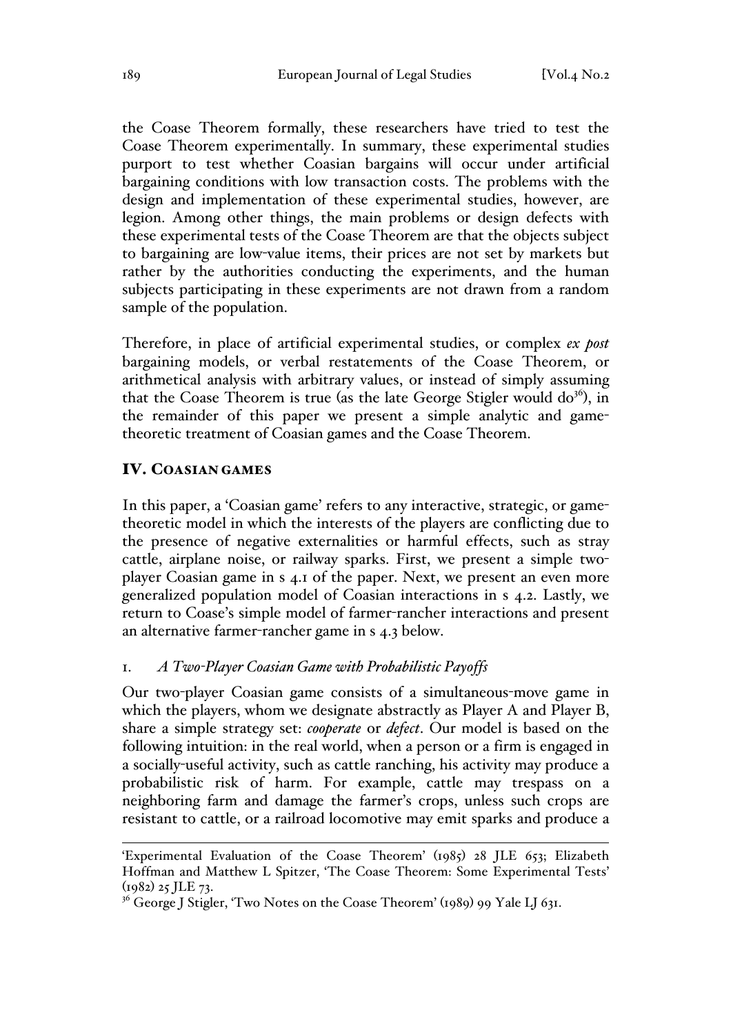the Coase Theorem formally, these researchers have tried to test the Coase Theorem experimentally. In summary, these experimental studies purport to test whether Coasian bargains will occur under artificial bargaining conditions with low transaction costs. The problems with the design and implementation of these experimental studies, however, are legion. Among other things, the main problems or design defects with these experimental tests of the Coase Theorem are that the objects subject to bargaining are low-value items, their prices are not set by markets but rather by the authorities conducting the experiments, and the human subjects participating in these experiments are not drawn from a random sample of the population.

Therefore, in place of artificial experimental studies, or complex *ex post* bargaining models, or verbal restatements of the Coase Theorem, or arithmetical analysis with arbitrary values, or instead of simply assuming that the Coase Theorem is true (as the late George Stigler would do[36]), in the remainder of this paper we present a simple analytic and game-theoretic treatment of Coasian games and the Coase Theorem.

## IV. Coasian games

In this paper, a 'Coasian game' refers to any interactive, strategic, or game-theoretic model in which the interests of the players are conflicting due to the presence of negative externalities or harmful effects, such as stray cattle, airplane noise, or railway sparks. First, we present a simple two-player Coasian game in s 4.1 of the paper. Next, we present an even more generalized population model of Coasian interactions in s 4.2. Lastly, we return to Coase's simple model of farmer-rancher interactions and present an alternative farmer-rancher game in s 4.3 below.

### 1. *A Two-Player Coasian Game with Probabilistic Payoffs*

Our two-player Coasian game consists of a simultaneous-move game in which the players, whom we designate abstractly as Player A and Player B, share a simple strategy set: *cooperate* or *defect*. Our model is based on the following intuition: in the real world, when a person or a firm is engaged in a socially-useful activity, such as cattle ranching, his activity may produce a probabilistic risk of harm. For example, cattle may trespass on a neighboring farm and damage the farmer's crops, unless such crops are resistant to cattle, or a railroad locomotive may emit sparks and produce a

---

'Experimental Evaluation of the Coase Theorem' (1985) 28 JLE 653; Elizabeth Hoffman and Matthew L Spitzer, 'The Coase Theorem: Some Experimental Tests' (1982) 25 JLE 73.

[36] George J Stigler, 'Two Notes on the Coase Theorem' (1989) 99 Yale LJ 631.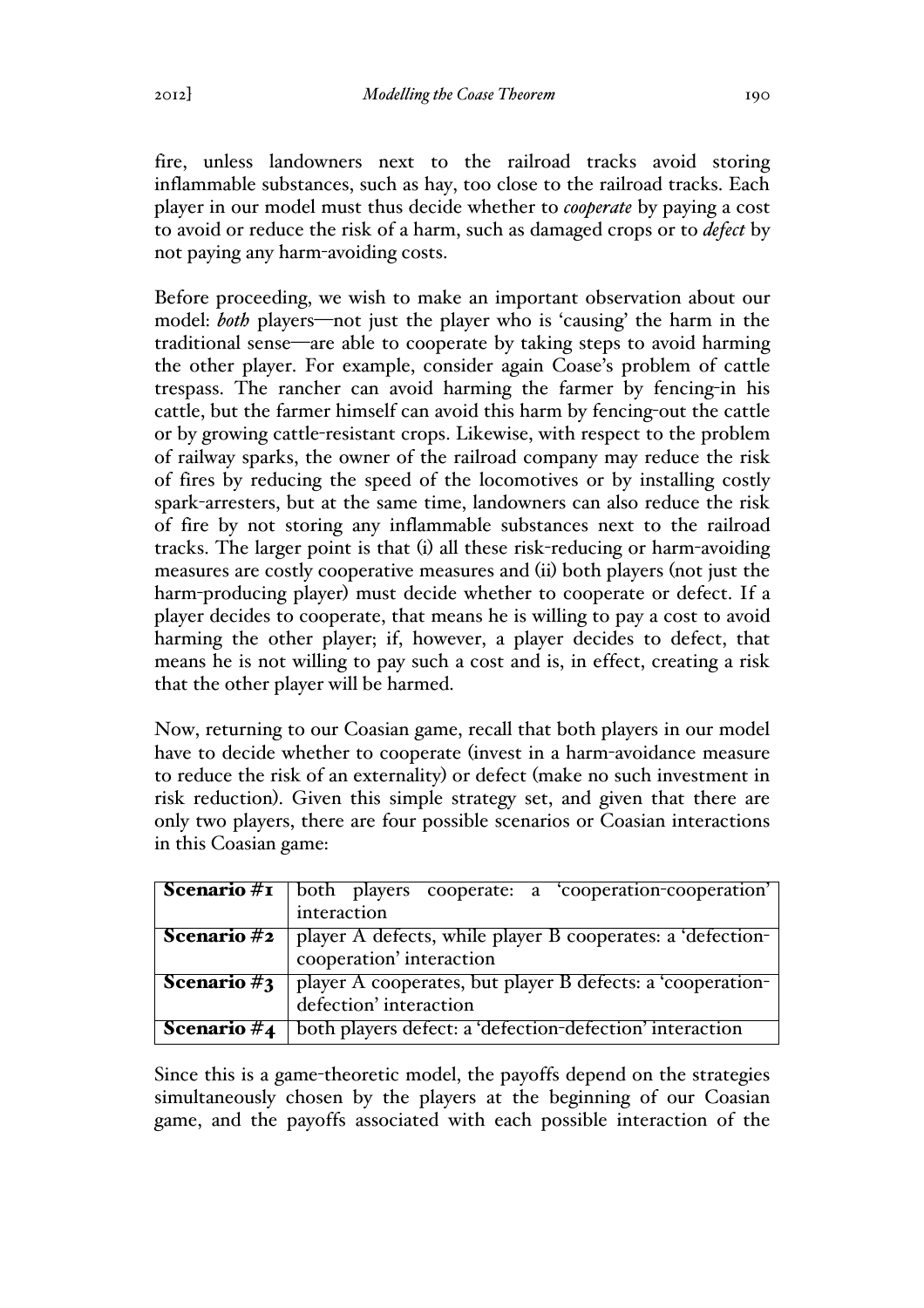fire, unless landowners next to the railroad tracks avoid storing inflammable substances, such as hay, too close to the railroad tracks. Each player in our model must thus decide whether to *cooperate* by paying a cost to avoid or reduce the risk of a harm, such as damaged crops or to *defect* by not paying any harm-avoiding costs.

Before proceeding, we wish to make an important observation about our model: *both* players—not just the player who is 'causing' the harm in the traditional sense—are able to cooperate by taking steps to avoid harming the other player. For example, consider again Coase's problem of cattle trespass. The rancher can avoid harming the farmer by fencing-in his cattle, but the farmer himself can avoid this harm by fencing-out the cattle or by growing cattle-resistant crops. Likewise, with respect to the problem of railway sparks, the owner of the railroad company may reduce the risk of fires by reducing the speed of the locomotives or by installing costly spark-arresters, but at the same time, landowners can also reduce the risk of fire by not storing any inflammable substances next to the railroad tracks. The larger point is that (i) all these risk-reducing or harm-avoiding measures are costly cooperative measures and (ii) both players (not just the harm-producing player) must decide whether to cooperate or defect. If a player decides to cooperate, that means he is willing to pay a cost to avoid harming the other player; if, however, a player decides to defect, that means he is not willing to pay such a cost and is, in effect, creating a risk that the other player will be harmed.

Now, returning to our Coasian game, recall that both players in our model have to decide whether to cooperate (invest in a harm-avoidance measure to reduce the risk of an externality) or defect (make no such investment in risk reduction). Given this simple strategy set, and given that there are only two players, there are four possible scenarios or Coasian interactions in this Coasian game:

| | |
|---|---|
| **Scenario #1** | both players cooperate: a 'cooperation-cooperation' interaction |
| **Scenario #2** | player A defects, while player B cooperates: a 'defection-cooperation' interaction |
| **Scenario #3** | player A cooperates, but player B defects: a 'cooperation-defection' interaction |
| **Scenario #4** | both players defect: a 'defection-defection' interaction |

Since this is a game-theoretic model, the payoffs depend on the strategies simultaneously chosen by the players at the beginning of our Coasian game, and the payoffs associated with each possible interaction of the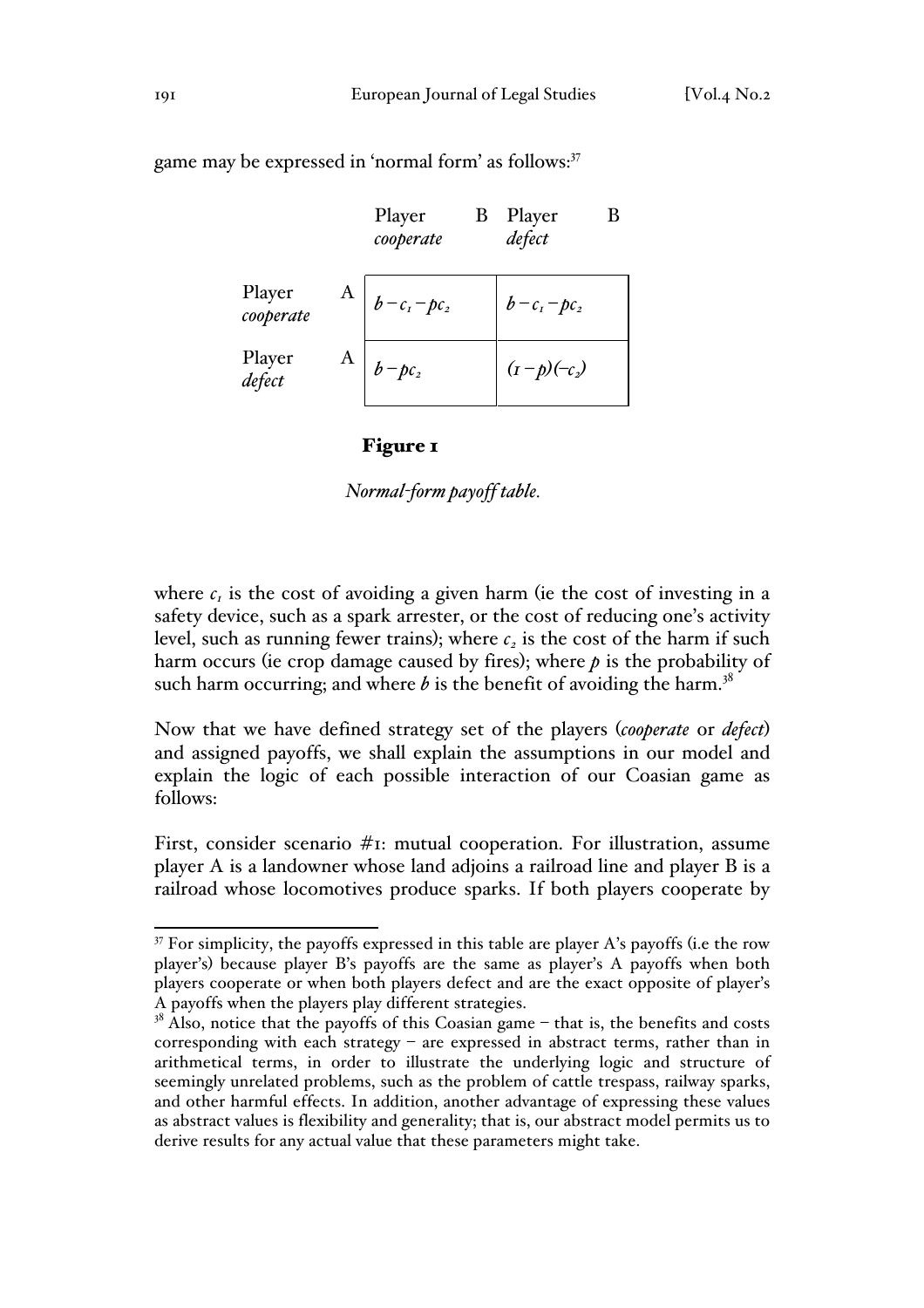game may be expressed in 'normal form' as follows:[37]

| | Player B *cooperate* | Player B *defect* |
|---|---|---|
| Player A *cooperate* | $b - c_1 - pc_2$ | $b - c_1 - pc_2$ |
| Player A *defect* | $b - pc_2$ | $(1 - p)(-c_2)$ |

**Figure 1**

*Normal-form payoff table.*

where $c_1$ is the cost of avoiding a given harm (ie the cost of investing in a safety device, such as a spark arrester, or the cost of reducing one's activity level, such as running fewer trains); where $c_2$ is the cost of the harm if such harm occurs (ie crop damage caused by fires); where $p$ is the probability of such harm occurring; and where $b$ is the benefit of avoiding the harm.[38]

Now that we have defined strategy set of the players (*cooperate* or *defect*) and assigned payoffs, we shall explain the assumptions in our model and explain the logic of each possible interaction of our Coasian game as follows:

First, consider scenario #1: mutual cooperation. For illustration, assume player A is a landowner whose land adjoins a railroad line and player B is a railroad whose locomotives produce sparks. If both players cooperate by

[37] For simplicity, the payoffs expressed in this table are player A's payoffs (i.e the row player's) because player B's payoffs are the same as player's A payoffs when both players cooperate or when both players defect and are the exact opposite of player's A payoffs when the players play different strategies.

[38] Also, notice that the payoffs of this Coasian game – that is, the benefits and costs corresponding with each strategy – are expressed in abstract terms, rather than in arithmetical terms, in order to illustrate the underlying logic and structure of seemingly unrelated problems, such as the problem of cattle trespass, railway sparks, and other harmful effects. In addition, another advantage of expressing these values as abstract values is flexibility and generality; that is, our abstract model permits us to derive results for any actual value that these parameters might take.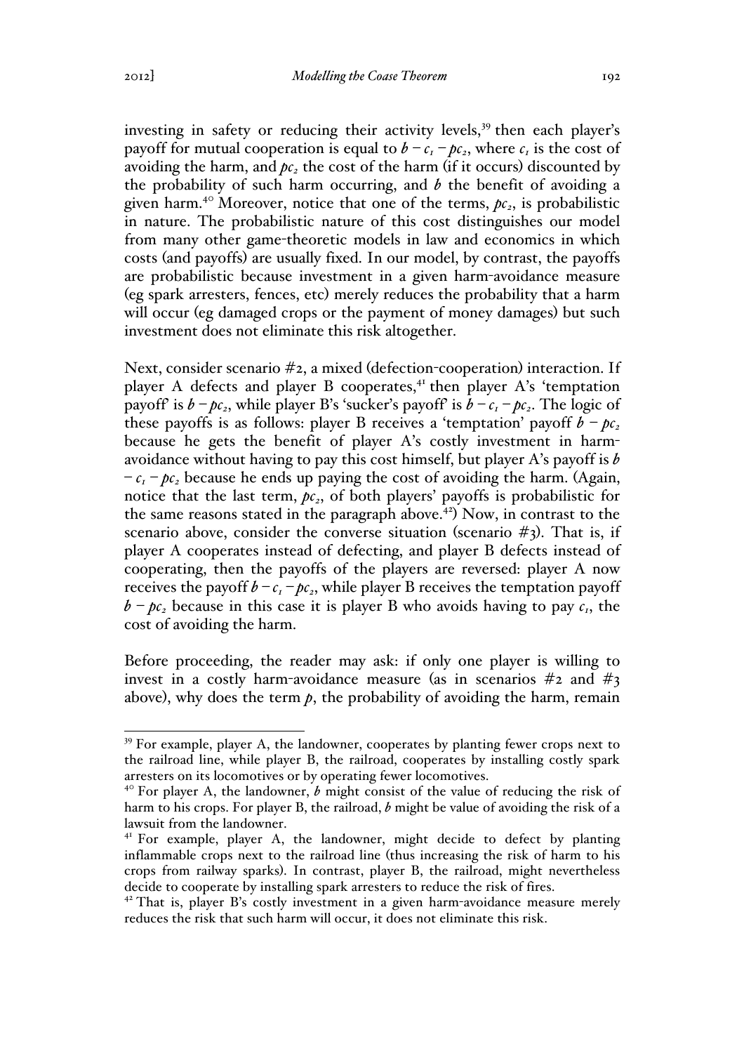investing in safety or reducing their activity levels,[39] then each player's payoff for mutual cooperation is equal to $b - c_1 - pc_2$, where $c_1$ is the cost of avoiding the harm, and $pc_2$ the cost of the harm (if it occurs) discounted by the probability of such harm occurring, and $b$ the benefit of avoiding a given harm.[40] Moreover, notice that one of the terms, $pc_2$, is probabilistic in nature. The probabilistic nature of this cost distinguishes our model from many other game-theoretic models in law and economics in which costs (and payoffs) are usually fixed. In our model, by contrast, the payoffs are probabilistic because investment in a given harm-avoidance measure (eg spark arresters, fences, etc) merely reduces the probability that a harm will occur (eg damaged crops or the payment of money damages) but such investment does not eliminate this risk altogether.

Next, consider scenario #2, a mixed (defection-cooperation) interaction. If player A defects and player B cooperates,[41] then player A's 'temptation payoff' is $b - pc_2$, while player B's 'sucker's payoff' is $b - c_1 - pc_2$. The logic of these payoffs is as follows: player B receives a 'temptation' payoff $b - pc_2$ because he gets the benefit of player A's costly investment in harm-avoidance without having to pay this cost himself, but player A's payoff is $b - c_1 - pc_2$ because he ends up paying the cost of avoiding the harm. (Again, notice that the last term, $pc_2$, of both players' payoffs is probabilistic for the same reasons stated in the paragraph above.[42]) Now, in contrast to the scenario above, consider the converse situation (scenario #3). That is, if player A cooperates instead of defecting, and player B defects instead of cooperating, then the payoffs of the players are reversed: player A now receives the payoff $b - c_1 - pc_2$, while player B receives the temptation payoff $b - pc_2$ because in this case it is player B who avoids having to pay $c_1$, the cost of avoiding the harm.

Before proceeding, the reader may ask: if only one player is willing to invest in a costly harm-avoidance measure (as in scenarios #2 and #3 above), why does the term $p$, the probability of avoiding the harm, remain

---

[39] For example, player A, the landowner, cooperates by planting fewer crops next to the railroad line, while player B, the railroad, cooperates by installing costly spark arresters on its locomotives or by operating fewer locomotives.

[40] For player A, the landowner, $b$ might consist of the value of reducing the risk of harm to his crops. For player B, the railroad, $b$ might be value of avoiding the risk of a lawsuit from the landowner.

[41] For example, player A, the landowner, might decide to defect by planting inflammable crops next to the railroad line (thus increasing the risk of harm to his crops from railway sparks). In contrast, player B, the railroad, might nevertheless decide to cooperate by installing spark arresters to reduce the risk of fires.

[42] That is, player B's costly investment in a given harm-avoidance measure merely reduces the risk that such harm will occur, it does not eliminate this risk.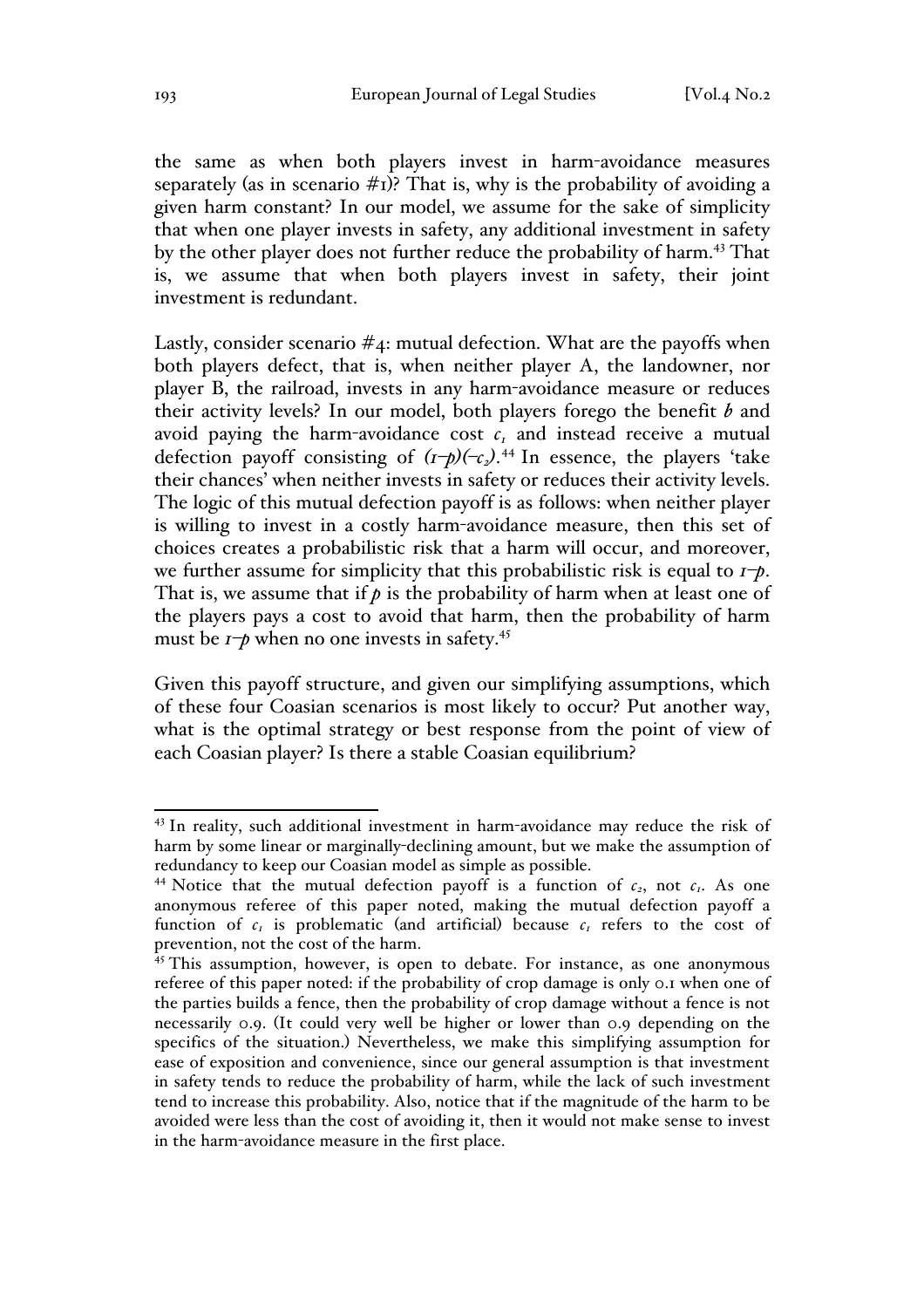the same as when both players invest in harm-avoidance measures separately (as in scenario #1)? That is, why is the probability of avoiding a given harm constant? In our model, we assume for the sake of simplicity that when one player invests in safety, any additional investment in safety by the other player does not further reduce the probability of harm.[43] That is, we assume that when both players invest in safety, their joint investment is redundant.

Lastly, consider scenario #4: mutual defection. What are the payoffs when both players defect, that is, when neither player A, the landowner, nor player B, the railroad, invests in any harm-avoidance measure or reduces their activity levels? In our model, both players forego the benefit $b$ and avoid paying the harm-avoidance cost $c_1$ and instead receive a mutual defection payoff consisting of $(1-p)(-c_2)$.[44] In essence, the players 'take their chances' when neither invests in safety or reduces their activity levels. The logic of this mutual defection payoff is as follows: when neither player is willing to invest in a costly harm-avoidance measure, then this set of choices creates a probabilistic risk that a harm will occur, and moreover, we further assume for simplicity that this probabilistic risk is equal to $1-p$. That is, we assume that if $p$ is the probability of harm when at least one of the players pays a cost to avoid that harm, then the probability of harm must be $1-p$ when no one invests in safety.[45]

Given this payoff structure, and given our simplifying assumptions, which of these four Coasian scenarios is most likely to occur? Put another way, what is the optimal strategy or best response from the point of view of each Coasian player? Is there a stable Coasian equilibrium?

---

[43] In reality, such additional investment in harm-avoidance may reduce the risk of harm by some linear or marginally-declining amount, but we make the assumption of redundancy to keep our Coasian model as simple as possible.

[44] Notice that the mutual defection payoff is a function of $c_2$, not $c_1$. As one anonymous referee of this paper noted, making the mutual defection payoff a function of $c_1$ is problematic (and artificial) because $c_1$ refers to the cost of prevention, not the cost of the harm.

[45] This assumption, however, is open to debate. For instance, as one anonymous referee of this paper noted: if the probability of crop damage is only 0.1 when one of the parties builds a fence, then the probability of crop damage without a fence is not necessarily 0.9. (It could very well be higher or lower than 0.9 depending on the specifics of the situation.) Nevertheless, we make this simplifying assumption for ease of exposition and convenience, since our general assumption is that investment in safety tends to reduce the probability of harm, while the lack of such investment tend to increase this probability. Also, notice that if the magnitude of the harm to be avoided were less than the cost of avoiding it, then it would not make sense to invest in the harm-avoidance measure in the first place.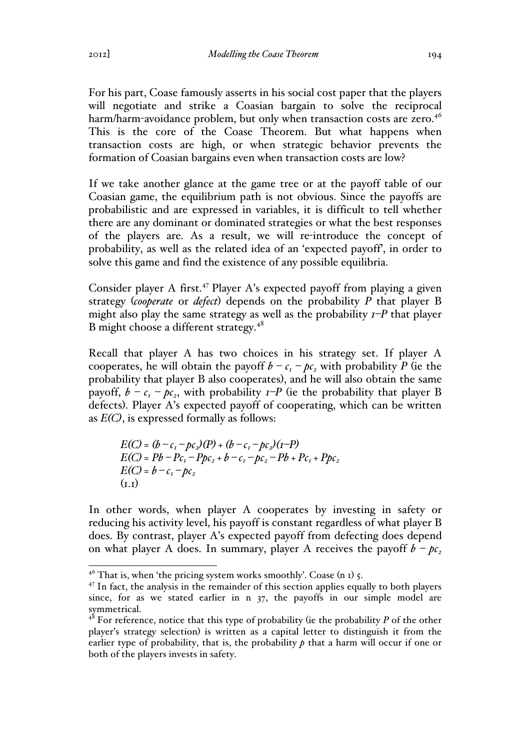For his part, Coase famously asserts in his social cost paper that the players will negotiate and strike a Coasian bargain to solve the reciprocal harm/harm-avoidance problem, but only when transaction costs are zero.[46] This is the core of the Coase Theorem. But what happens when transaction costs are high, or when strategic behavior prevents the formation of Coasian bargains even when transaction costs are low?

If we take another glance at the game tree or at the payoff table of our Coasian game, the equilibrium path is not obvious. Since the payoffs are probabilistic and are expressed in variables, it is difficult to tell whether there are any dominant or dominated strategies or what the best responses of the players are. As a result, we will re-introduce the concept of probability, as well as the related idea of an 'expected payoff', in order to solve this game and find the existence of any possible equilibria.

Consider player A first.[47] Player A's expected payoff from playing a given strategy (*cooperate* or *defect*) depends on the probability $P$ that player B might also play the same strategy as well as the probability $1-P$ that player B might choose a different strategy.[48]

Recall that player A has two choices in his strategy set. If player A cooperates, he will obtain the payoff $b - c_1 - pc_2$ with probability $P$ (ie the probability that player B also cooperates), and he will also obtain the same payoff, $b - c_1 - pc_2$, with probability $1-P$ (ie the probability that player B defects). Player A's expected payoff of cooperating, which can be written as $E(C)$, is expressed formally as follows:

$$E(C) = (b - c_1 - pc_2)(P) + (b - c_1 - pc_2)(1-P)$$
$$E(C) = Pb - Pc_1 - Ppc_2 + b - c_1 - pc_2 - Pb + Pc_1 + Ppc_2$$
$$E(C) = b - c_1 - pc_2$$
(1.1)

In other words, when player A cooperates by investing in safety or reducing his activity level, his payoff is constant regardless of what player B does. By contrast, player A's expected payoff from defecting does depend on what player A does. In summary, player A receives the payoff $b - pc_2$

---

[46] That is, when 'the pricing system works smoothly'. Coase (n 1) 5.

[47] In fact, the analysis in the remainder of this section applies equally to both players since, for as we stated earlier in n 37, the payoffs in our simple model are symmetrical.

[48] For reference, notice that this type of probability (ie the probability $P$ of the other player's strategy selection) is written as a capital letter to distinguish it from the earlier type of probability, that is, the probability $p$ that a harm will occur if one or both of the players invests in safety.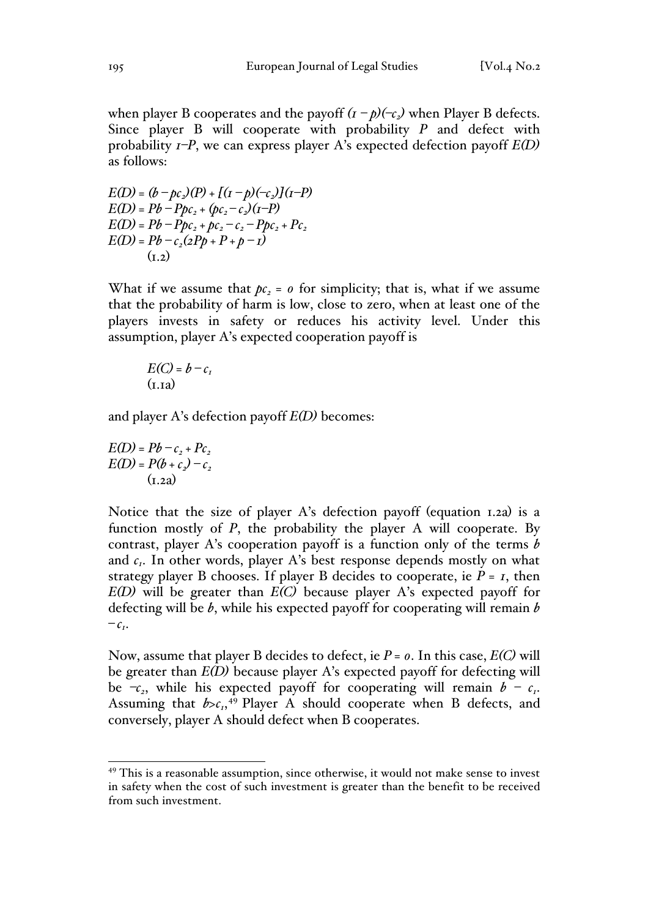when player B cooperates and the payoff $(1 - p)(-c_2)$ when Player B defects. Since player B will cooperate with probability $P$ and defect with probability $1-P$, we can express player A's expected defection payoff $E(D)$ as follows:

$$E(D) = (b - pc_2)(P) + [(1 - p)(-c_2)](1-P)$$
$$E(D) = Pb - Ppc_2 + (pc_2 - c_2)(1-P)$$
$$E(D) = Pb - Ppc_2 + pc_2 - c_2 - Ppc_2 + Pc_2$$
$$E(D) = Pb - c_2(2Pp + P + p - 1)$$
(1.2)

What if we assume that $pc_2 = 0$ for simplicity; that is, what if we assume that the probability of harm is low, close to zero, when at least one of the players invests in safety or reduces his activity level. Under this assumption, player A's expected cooperation payoff is

$$E(C) = b - c_1$$
(1.1a)

and player A's defection payoff $E(D)$ becomes:

$$E(D) = Pb - c_2 + Pc_2$$
$$E(D) = P(b + c_2) - c_2$$
(1.2a)

Notice that the size of player A's defection payoff (equation 1.2a) is a function mostly of $P$, the probability the player A will cooperate. By contrast, player A's cooperation payoff is a function only of the terms $b$ and $c_1$. In other words, player A's best response depends mostly on what strategy player B chooses. If player B decides to cooperate, ie $P = 1$, then $E(D)$ will be greater than $E(C)$ because player A's expected payoff for defecting will be $b$, while his expected payoff for cooperating will remain $b - c_1$.

Now, assume that player B decides to defect, ie $P = 0$. In this case, $E(C)$ will be greater than $E(D)$ because player A's expected payoff for defecting will be $-c_2$, while his expected payoff for cooperating will remain $b - c_1$. Assuming that $b > c_1$,[49] Player A should cooperate when B defects, and conversely, player A should defect when B cooperates.

[49] This is a reasonable assumption, since otherwise, it would not make sense to invest in safety when the cost of such investment is greater than the benefit to be received from such investment.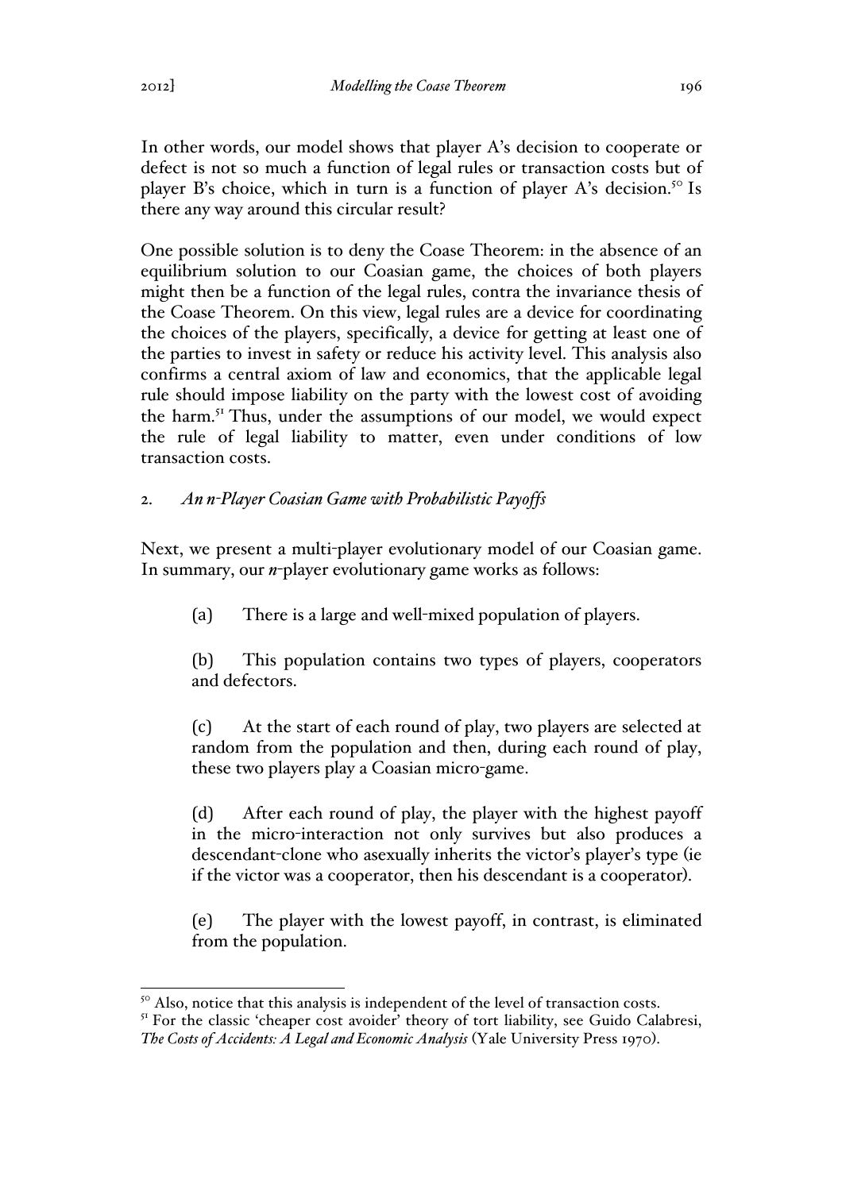In other words, our model shows that player A's decision to cooperate or defect is not so much a function of legal rules or transaction costs but of player B's choice, which in turn is a function of player A's decision.[50] Is there any way around this circular result?

One possible solution is to deny the Coase Theorem: in the absence of an equilibrium solution to our Coasian game, the choices of both players might then be a function of the legal rules, contra the invariance thesis of the Coase Theorem. On this view, legal rules are a device for coordinating the choices of the players, specifically, a device for getting at least one of the parties to invest in safety or reduce his activity level. This analysis also confirms a central axiom of law and economics, that the applicable legal rule should impose liability on the party with the lowest cost of avoiding the harm.[51] Thus, under the assumptions of our model, we would expect the rule of legal liability to matter, even under conditions of low transaction costs.

### 2. *An n-Player Coasian Game with Probabilistic Payoffs*

Next, we present a multi-player evolutionary model of our Coasian game. In summary, our *n*-player evolutionary game works as follows:

> (a) There is a large and well-mixed population of players.
>
> (b) This population contains two types of players, cooperators and defectors.
>
> (c) At the start of each round of play, two players are selected at random from the population and then, during each round of play, these two players play a Coasian micro-game.
>
> (d) After each round of play, the player with the highest payoff in the micro-interaction not only survives but also produces a descendant-clone who asexually inherits the victor's player's type (ie if the victor was a cooperator, then his descendant is a cooperator).
>
> (e) The player with the lowest payoff, in contrast, is eliminated from the population.

---

[50] Also, notice that this analysis is independent of the level of transaction costs.

[51] For the classic 'cheaper cost avoider' theory of tort liability, see Guido Calabresi, *The Costs of Accidents: A Legal and Economic Analysis* (Yale University Press 1970).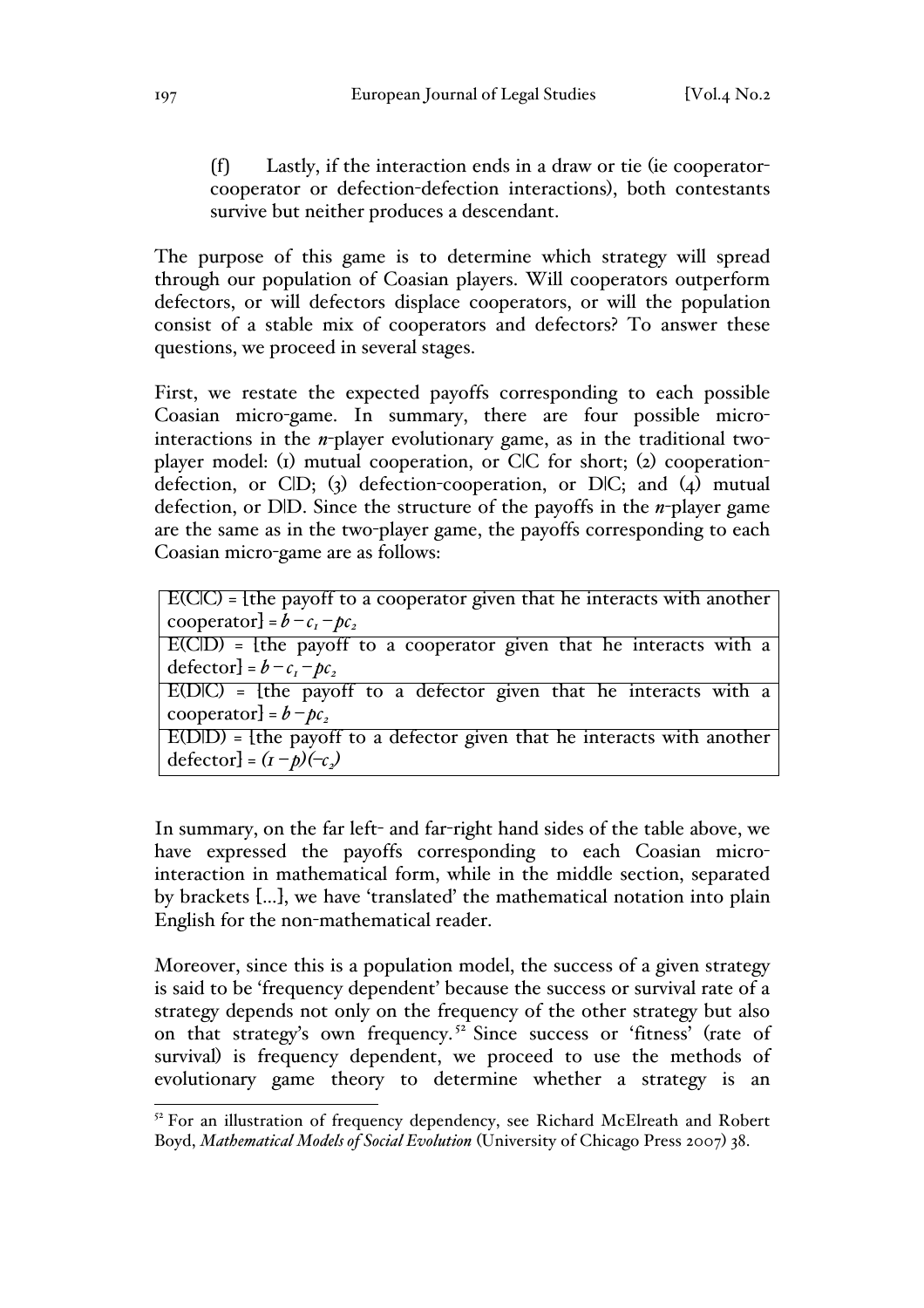(f) Lastly, if the interaction ends in a draw or tie (ie cooperator-cooperator or defection-defection interactions), both contestants survive but neither produces a descendant.

The purpose of this game is to determine which strategy will spread through our population of Coasian players. Will cooperators outperform defectors, or will defectors displace cooperators, or will the population consist of a stable mix of cooperators and defectors? To answer these questions, we proceed in several stages.

First, we restate the expected payoffs corresponding to each possible Coasian micro-game. In summary, there are four possible micro-interactions in the *n*-player evolutionary game, as in the traditional two-player model: (1) mutual cooperation, or C|C for short; (2) cooperation-defection, or C|D; (3) defection-cooperation, or D|C; and (4) mutual defection, or D|D. Since the structure of the payoffs in the *n*-player game are the same as in the two-player game, the payoffs corresponding to each Coasian micro-game are as follows:

| |
|---|
| E(C\|C) = [the payoff to a cooperator given that he interacts with another cooperator] = $b - c_1 - pc_2$ |
| E(C\|D) = [the payoff to a cooperator given that he interacts with a defector] = $b - c_1 - pc_2$ |
| E(D\|C) = [the payoff to a defector given that he interacts with a cooperator] = $b - pc_2$ |
| E(D\|D) = [the payoff to a defector given that he interacts with another defector] = $(1 - p)(-c_2)$ |

In summary, on the far left- and far-right hand sides of the table above, we have expressed the payoffs corresponding to each Coasian micro-interaction in mathematical form, while in the middle section, separated by brackets [...], we have 'translated' the mathematical notation into plain English for the non-mathematical reader.

Moreover, since this is a population model, the success of a given strategy is said to be 'frequency dependent' because the success or survival rate of a strategy depends not only on the frequency of the other strategy but also on that strategy's own frequency.[52] Since success or 'fitness' (rate of survival) is frequency dependent, we proceed to use the methods of evolutionary game theory to determine whether a strategy is an

[52] For an illustration of frequency dependency, see Richard McElreath and Robert Boyd, *Mathematical Models of Social Evolution* (University of Chicago Press 2007) 38.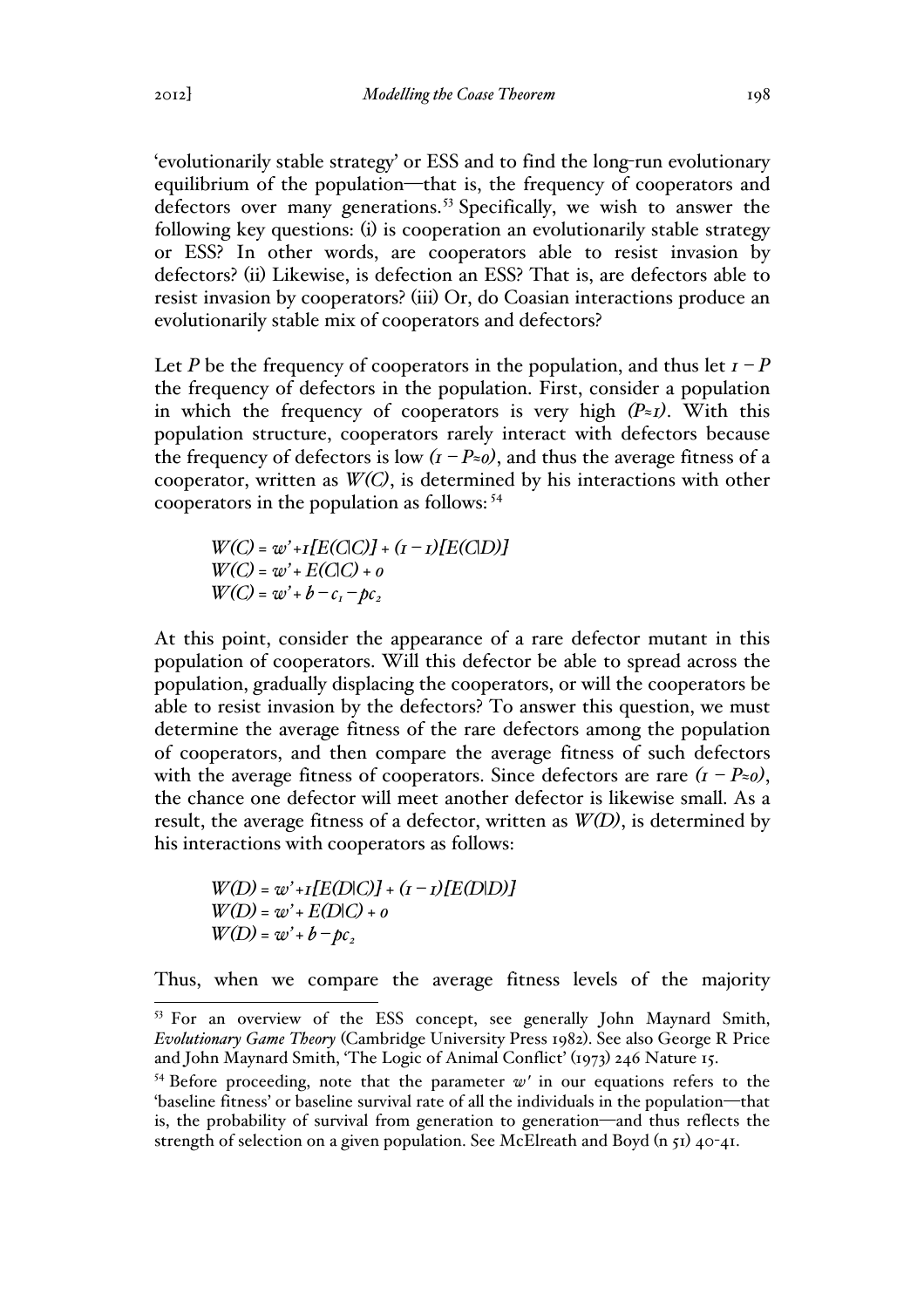'evolutionarily stable strategy' or ESS and to find the long-run evolutionary equilibrium of the population—that is, the frequency of cooperators and defectors over many generations.[53] Specifically, we wish to answer the following key questions: (i) is cooperation an evolutionarily stable strategy or ESS? In other words, are cooperators able to resist invasion by defectors? (ii) Likewise, is defection an ESS? That is, are defectors able to resist invasion by cooperators? (iii) Or, do Coasian interactions produce an evolutionarily stable mix of cooperators and defectors?

Let $P$ be the frequency of cooperators in the population, and thus let $1 - P$ the frequency of defectors in the population. First, consider a population in which the frequency of cooperators is very high $(P \approx 1)$. With this population structure, cooperators rarely interact with defectors because the frequency of defectors is low $(1 - P \approx 0)$, and thus the average fitness of a cooperator, written as $W(C)$, is determined by his interactions with other cooperators in the population as follows:[54]

$$W(C) = w' + 1[E(C|C)] + (1 - 1)[E(C|D)]$$
$$W(C) = w' + E(C|C) + 0$$
$$W(C) = w' + b - c_1 - pc_2$$

At this point, consider the appearance of a rare defector mutant in this population of cooperators. Will this defector be able to spread across the population, gradually displacing the cooperators, or will the cooperators be able to resist invasion by the defectors? To answer this question, we must determine the average fitness of the rare defectors among the population of cooperators, and then compare the average fitness of such defectors with the average fitness of cooperators. Since defectors are rare $(1 - P \approx 0)$, the chance one defector will meet another defector is likewise small. As a result, the average fitness of a defector, written as $W(D)$, is determined by his interactions with cooperators as follows:

$$W(D) = w' + 1[E(D|C)] + (1 - 1)[E(D|D)]$$
$$W(D) = w' + E(D|C) + 0$$
$$W(D) = w' + b - pc_2$$

Thus, when we compare the average fitness levels of the majority

---

[53] For an overview of the ESS concept, see generally John Maynard Smith, *Evolutionary Game Theory* (Cambridge University Press 1982). See also George R Price and John Maynard Smith, 'The Logic of Animal Conflict' (1973) 246 Nature 15.

[54] Before proceeding, note that the parameter $w'$ in our equations refers to the 'baseline fitness' or baseline survival rate of all the individuals in the population—that is, the probability of survival from generation to generation—and thus reflects the strength of selection on a given population. See McElreath and Boyd (n 51) 40-41.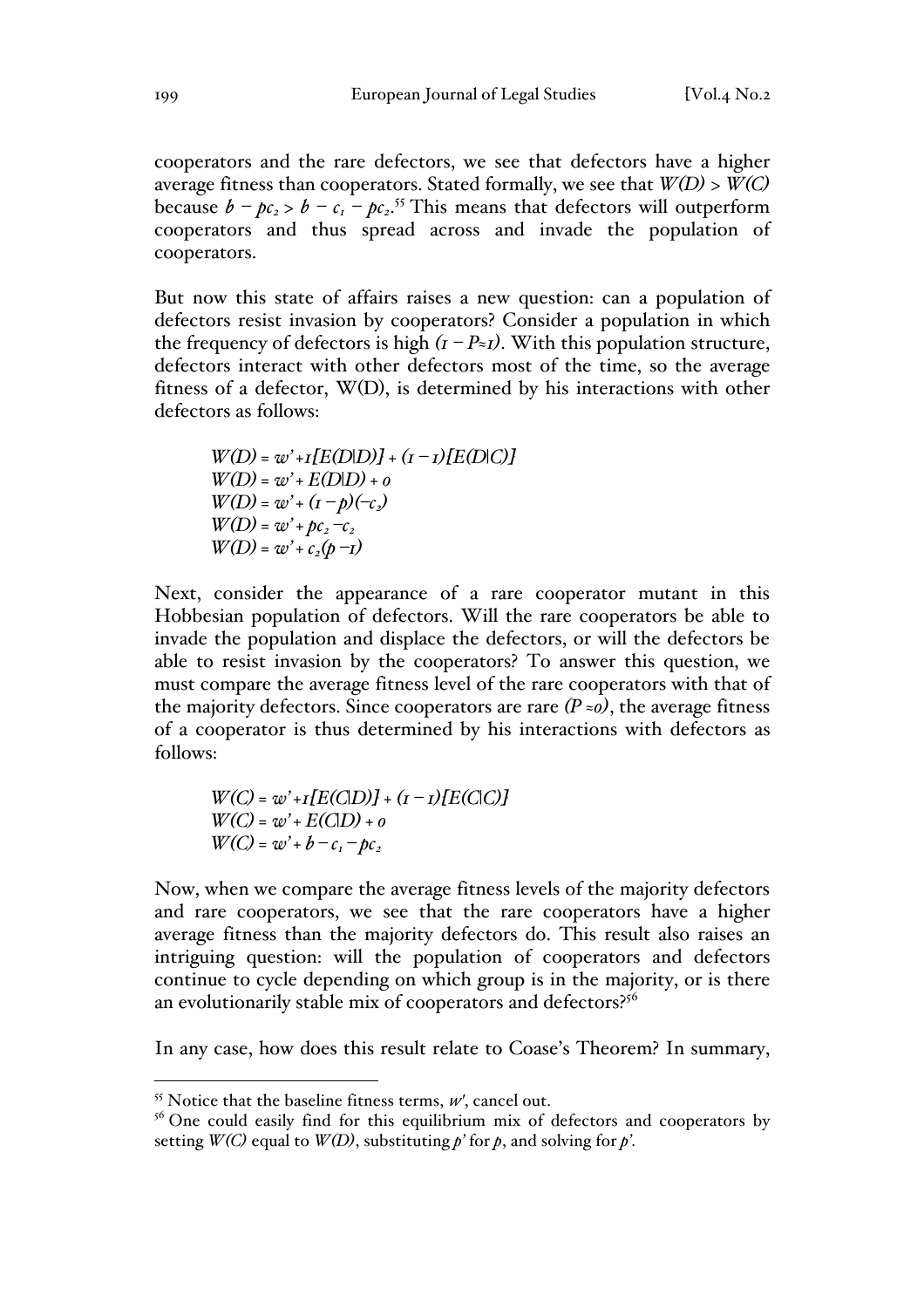cooperators and the rare defectors, we see that defectors have a higher average fitness than cooperators. Stated formally, we see that $W(D) > W(C)$ because $b - pc_2 > b - c_1 - pc_2$.[55] This means that defectors will outperform cooperators and thus spread across and invade the population of cooperators.

But now this state of affairs raises a new question: can a population of defectors resist invasion by cooperators? Consider a population in which the frequency of defectors is high $(1 - P \approx 1)$. With this population structure, defectors interact with other defectors most of the time, so the average fitness of a defector, W(D), is determined by his interactions with other defectors as follows:

$$W(D) = w' + 1[E(D|D)] + (1 - 1)[E(D|C)]$$
$$W(D) = w' + E(D|D) + 0$$
$$W(D) = w' + (1 - p)(-c_2)$$
$$W(D) = w' + pc_2 - c_2$$
$$W(D) = w' + c_2(p - 1)$$

Next, consider the appearance of a rare cooperator mutant in this Hobbesian population of defectors. Will the rare cooperators be able to invade the population and displace the defectors, or will the defectors be able to resist invasion by the cooperators? To answer this question, we must compare the average fitness level of the rare cooperators with that of the majority defectors. Since cooperators are rare $(P \approx 0)$, the average fitness of a cooperator is thus determined by his interactions with defectors as follows:

$$W(C) = w' + 1[E(C|D)] + (1 - 1)[E(C|C)]$$
$$W(C) = w' + E(C|D) + 0$$
$$W(C) = w' + b - c_1 - pc_2$$

Now, when we compare the average fitness levels of the majority defectors and rare cooperators, we see that the rare cooperators have a higher average fitness than the majority defectors do. This result also raises an intriguing question: will the population of cooperators and defectors continue to cycle depending on which group is in the majority, or is there an evolutionarily stable mix of cooperators and defectors?[56]

In any case, how does this result relate to Coase's Theorem? In summary,

---

[55] Notice that the baseline fitness terms, $w'$, cancel out.

[56] One could easily find for this equilibrium mix of defectors and cooperators by setting $W(C)$ equal to $W(D)$, substituting $p'$ for $p$, and solving for $p'$.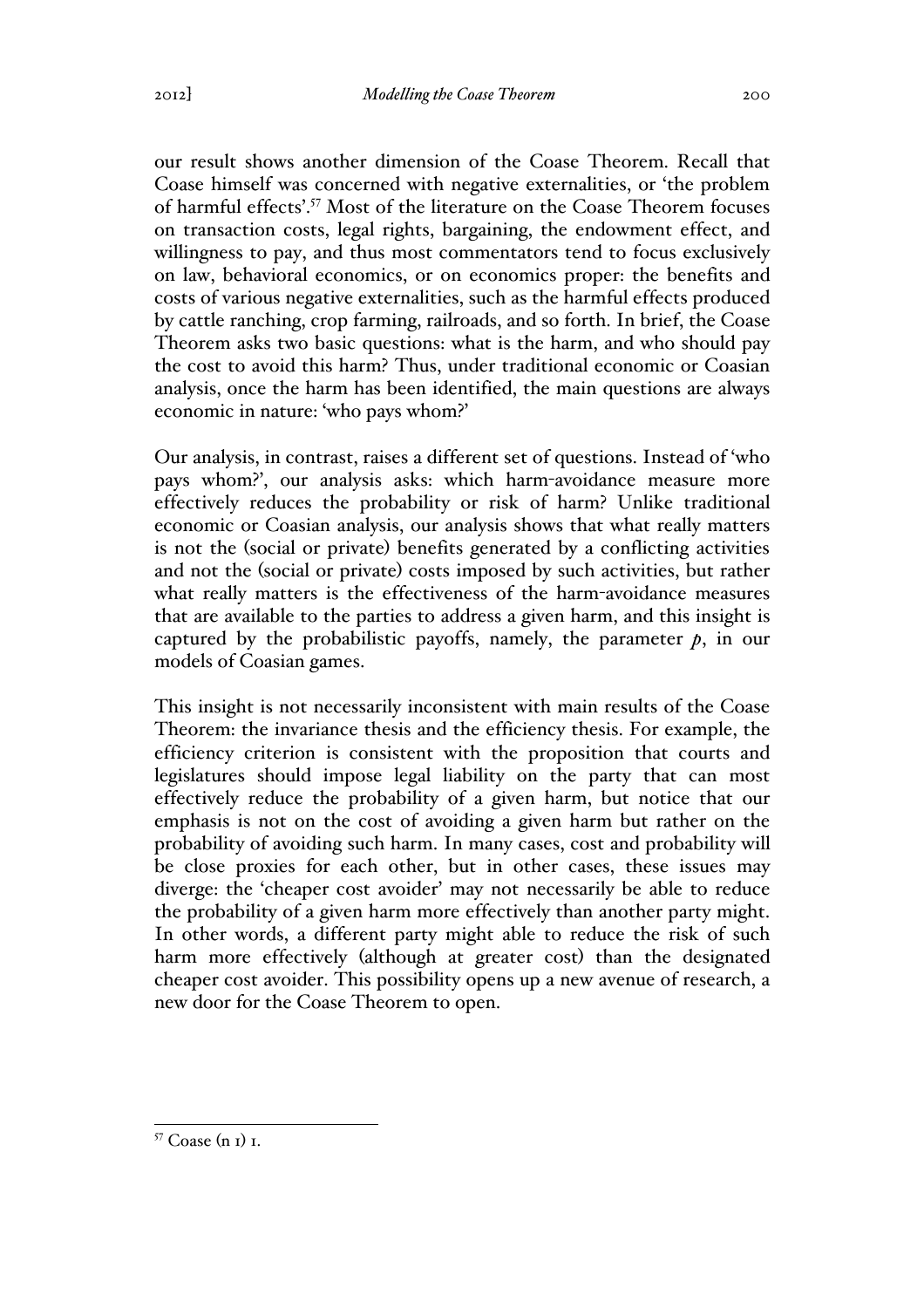our result shows another dimension of the Coase Theorem. Recall that Coase himself was concerned with negative externalities, or 'the problem of harmful effects'.[57] Most of the literature on the Coase Theorem focuses on transaction costs, legal rights, bargaining, the endowment effect, and willingness to pay, and thus most commentators tend to focus exclusively on law, behavioral economics, or on economics proper: the benefits and costs of various negative externalities, such as the harmful effects produced by cattle ranching, crop farming, railroads, and so forth. In brief, the Coase Theorem asks two basic questions: what is the harm, and who should pay the cost to avoid this harm? Thus, under traditional economic or Coasian analysis, once the harm has been identified, the main questions are always economic in nature: 'who pays whom?'

Our analysis, in contrast, raises a different set of questions. Instead of 'who pays whom?', our analysis asks: which harm-avoidance measure more effectively reduces the probability or risk of harm? Unlike traditional economic or Coasian analysis, our analysis shows that what really matters is not the (social or private) benefits generated by a conflicting activities and not the (social or private) costs imposed by such activities, but rather what really matters is the effectiveness of the harm-avoidance measures that are available to the parties to address a given harm, and this insight is captured by the probabilistic payoffs, namely, the parameter $p$, in our models of Coasian games.

This insight is not necessarily inconsistent with main results of the Coase Theorem: the invariance thesis and the efficiency thesis. For example, the efficiency criterion is consistent with the proposition that courts and legislatures should impose legal liability on the party that can most effectively reduce the probability of a given harm, but notice that our emphasis is not on the cost of avoiding a given harm but rather on the probability of avoiding such harm. In many cases, cost and probability will be close proxies for each other, but in other cases, these issues may diverge: the 'cheaper cost avoider' may not necessarily be able to reduce the probability of a given harm more effectively than another party might. In other words, a different party might able to reduce the risk of such harm more effectively (although at greater cost) than the designated cheaper cost avoider. This possibility opens up a new avenue of research, a new door for the Coase Theorem to open.

---

[57] Coase (n 1) 1.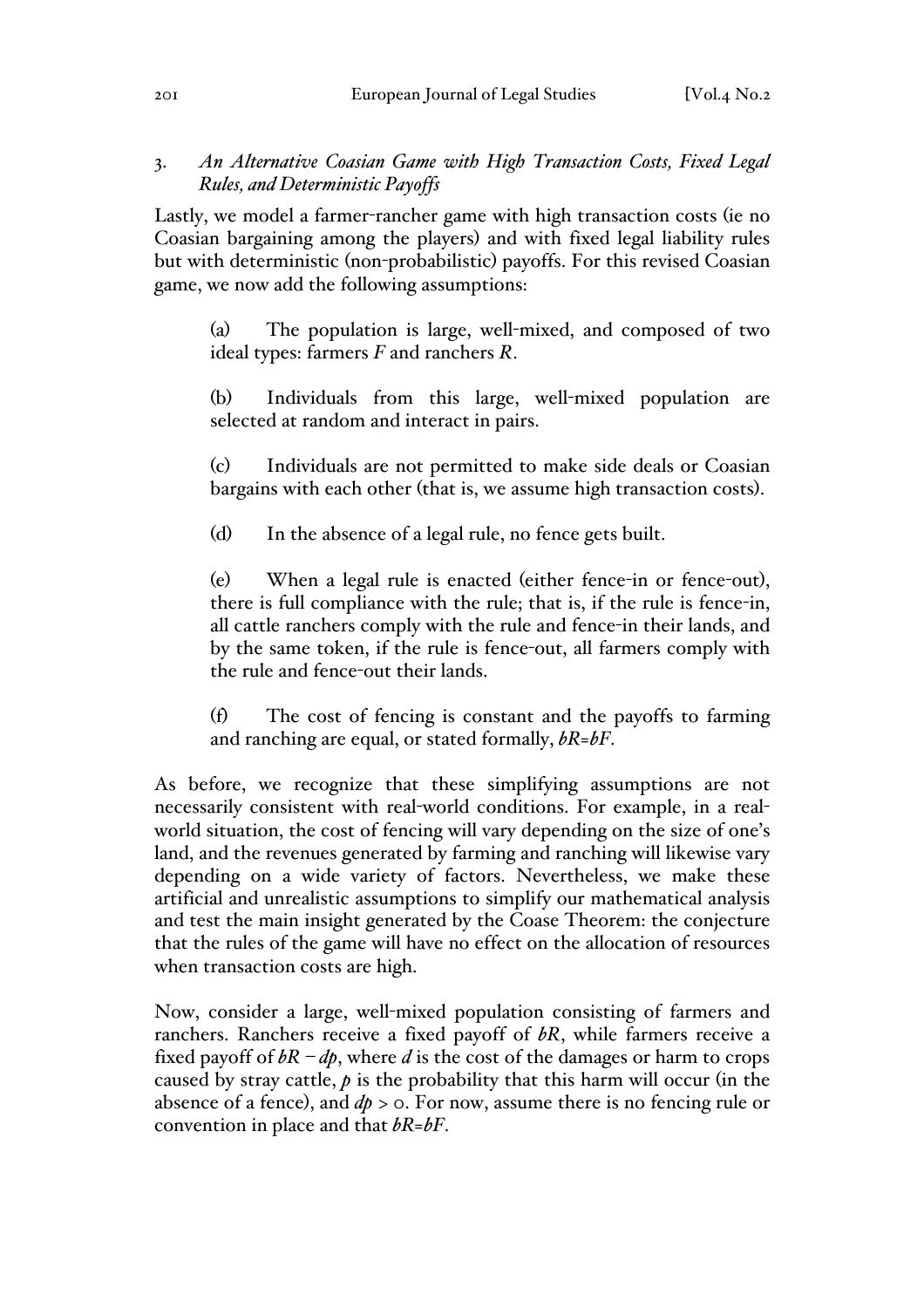### 3. *An Alternative Coasian Game with High Transaction Costs, Fixed Legal Rules, and Deterministic Payoffs*

Lastly, we model a farmer-rancher game with high transaction costs (ie no Coasian bargaining among the players) and with fixed legal liability rules but with deterministic (non-probabilistic) payoffs. For this revised Coasian game, we now add the following assumptions:

> (a) The population is large, well-mixed, and composed of two ideal types: farmers $F$ and ranchers $R$.
>
> (b) Individuals from this large, well-mixed population are selected at random and interact in pairs.
>
> (c) Individuals are not permitted to make side deals or Coasian bargains with each other (that is, we assume high transaction costs).
>
> (d) In the absence of a legal rule, no fence gets built.
>
> (e) When a legal rule is enacted (either fence-in or fence-out), there is full compliance with the rule; that is, if the rule is fence-in, all cattle ranchers comply with the rule and fence-in their lands, and by the same token, if the rule is fence-out, all farmers comply with the rule and fence-out their lands.
>
> (f) The cost of fencing is constant and the payoffs to farming and ranching are equal, or stated formally, $bR=bF$.

As before, we recognize that these simplifying assumptions are not necessarily consistent with real-world conditions. For example, in a real-world situation, the cost of fencing will vary depending on the size of one's land, and the revenues generated by farming and ranching will likewise vary depending on a wide variety of factors. Nevertheless, we make these artificial and unrealistic assumptions to simplify our mathematical analysis and test the main insight generated by the Coase Theorem: the conjecture that the rules of the game will have no effect on the allocation of resources when transaction costs are high.

Now, consider a large, well-mixed population consisting of farmers and ranchers. Ranchers receive a fixed payoff of $bR$, while farmers receive a fixed payoff of $bR - dp$, where $d$ is the cost of the damages or harm to crops caused by stray cattle, $p$ is the probability that this harm will occur (in the absence of a fence), and $dp > 0$. For now, assume there is no fencing rule or convention in place and that $bR=bF$.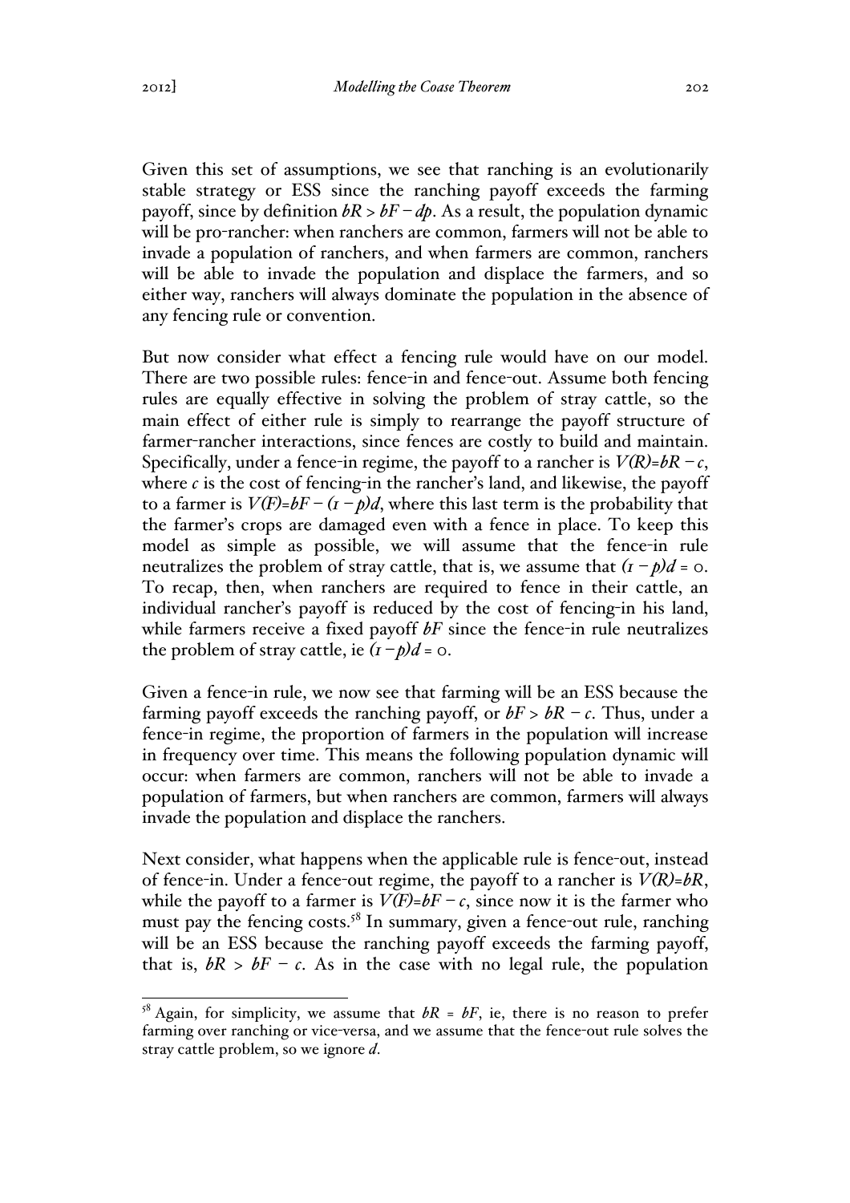Given this set of assumptions, we see that ranching is an evolutionarily stable strategy or ESS since the ranching payoff exceeds the farming payoff, since by definition $bR > bF - dp$. As a result, the population dynamic will be pro-rancher: when ranchers are common, farmers will not be able to invade a population of ranchers, and when farmers are common, ranchers will be able to invade the population and displace the farmers, and so either way, ranchers will always dominate the population in the absence of any fencing rule or convention.

But now consider what effect a fencing rule would have on our model. There are two possible rules: fence-in and fence-out. Assume both fencing rules are equally effective in solving the problem of stray cattle, so the main effect of either rule is simply to rearrange the payoff structure of farmer-rancher interactions, since fences are costly to build and maintain. Specifically, under a fence-in regime, the payoff to a rancher is $V(R)=bR - c$, where $c$ is the cost of fencing-in the rancher's land, and likewise, the payoff to a farmer is $V(F)=bF - (1 - p)d$, where this last term is the probability that the farmer's crops are damaged even with a fence in place. To keep this model as simple as possible, we will assume that the fence-in rule neutralizes the problem of stray cattle, that is, we assume that $(1 - p)d = 0$. To recap, then, when ranchers are required to fence in their cattle, an individual rancher's payoff is reduced by the cost of fencing-in his land, while farmers receive a fixed payoff $bF$ since the fence-in rule neutralizes the problem of stray cattle, ie $(1 - p)d = 0$.

Given a fence-in rule, we now see that farming will be an ESS because the farming payoff exceeds the ranching payoff, or $bF > bR - c$. Thus, under a fence-in regime, the proportion of farmers in the population will increase in frequency over time. This means the following population dynamic will occur: when farmers are common, ranchers will not be able to invade a population of farmers, but when ranchers are common, farmers will always invade the population and displace the ranchers.

Next consider, what happens when the applicable rule is fence-out, instead of fence-in. Under a fence-out regime, the payoff to a rancher is $V(R)=bR$, while the payoff to a farmer is $V(F)=bF - c$, since now it is the farmer who must pay the fencing costs.[58] In summary, given a fence-out rule, ranching will be an ESS because the ranching payoff exceeds the farming payoff, that is, $bR > bF - c$. As in the case with no legal rule, the population

[58] Again, for simplicity, we assume that $bR = bF$, ie, there is no reason to prefer farming over ranching or vice-versa, and we assume that the fence-out rule solves the stray cattle problem, so we ignore $d$.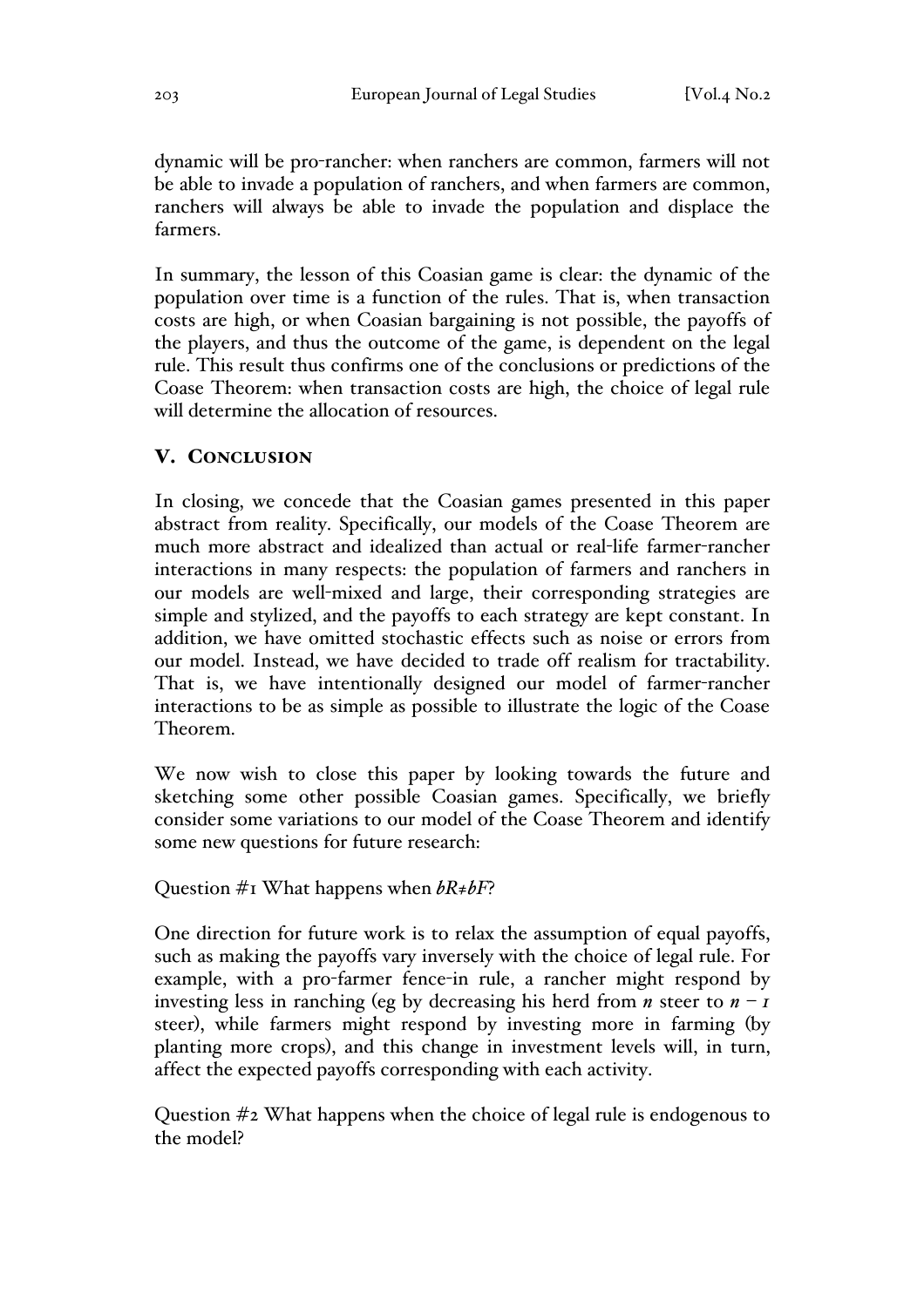dynamic will be pro-rancher: when ranchers are common, farmers will not be able to invade a population of ranchers, and when farmers are common, ranchers will always be able to invade the population and displace the farmers.

In summary, the lesson of this Coasian game is clear: the dynamic of the population over time is a function of the rules. That is, when transaction costs are high, or when Coasian bargaining is not possible, the payoffs of the players, and thus the outcome of the game, is dependent on the legal rule. This result thus confirms one of the conclusions or predictions of the Coase Theorem: when transaction costs are high, the choice of legal rule will determine the allocation of resources.

## V. Conclusion

In closing, we concede that the Coasian games presented in this paper abstract from reality. Specifically, our models of the Coase Theorem are much more abstract and idealized than actual or real-life farmer-rancher interactions in many respects: the population of farmers and ranchers in our models are well-mixed and large, their corresponding strategies are simple and stylized, and the payoffs to each strategy are kept constant. In addition, we have omitted stochastic effects such as noise or errors from our model. Instead, we have decided to trade off realism for tractability. That is, we have intentionally designed our model of farmer-rancher interactions to be as simple as possible to illustrate the logic of the Coase Theorem.

We now wish to close this paper by looking towards the future and sketching some other possible Coasian games. Specifically, we briefly consider some variations to our model of the Coase Theorem and identify some new questions for future research:

Question #1 What happens when $bR \neq bF$?

One direction for future work is to relax the assumption of equal payoffs, such as making the payoffs vary inversely with the choice of legal rule. For example, with a pro-farmer fence-in rule, a rancher might respond by investing less in ranching (eg by decreasing his herd from $n$ steer to $n - 1$ steer), while farmers might respond by investing more in farming (by planting more crops), and this change in investment levels will, in turn, affect the expected payoffs corresponding with each activity.

Question #2 What happens when the choice of legal rule is endogenous to the model?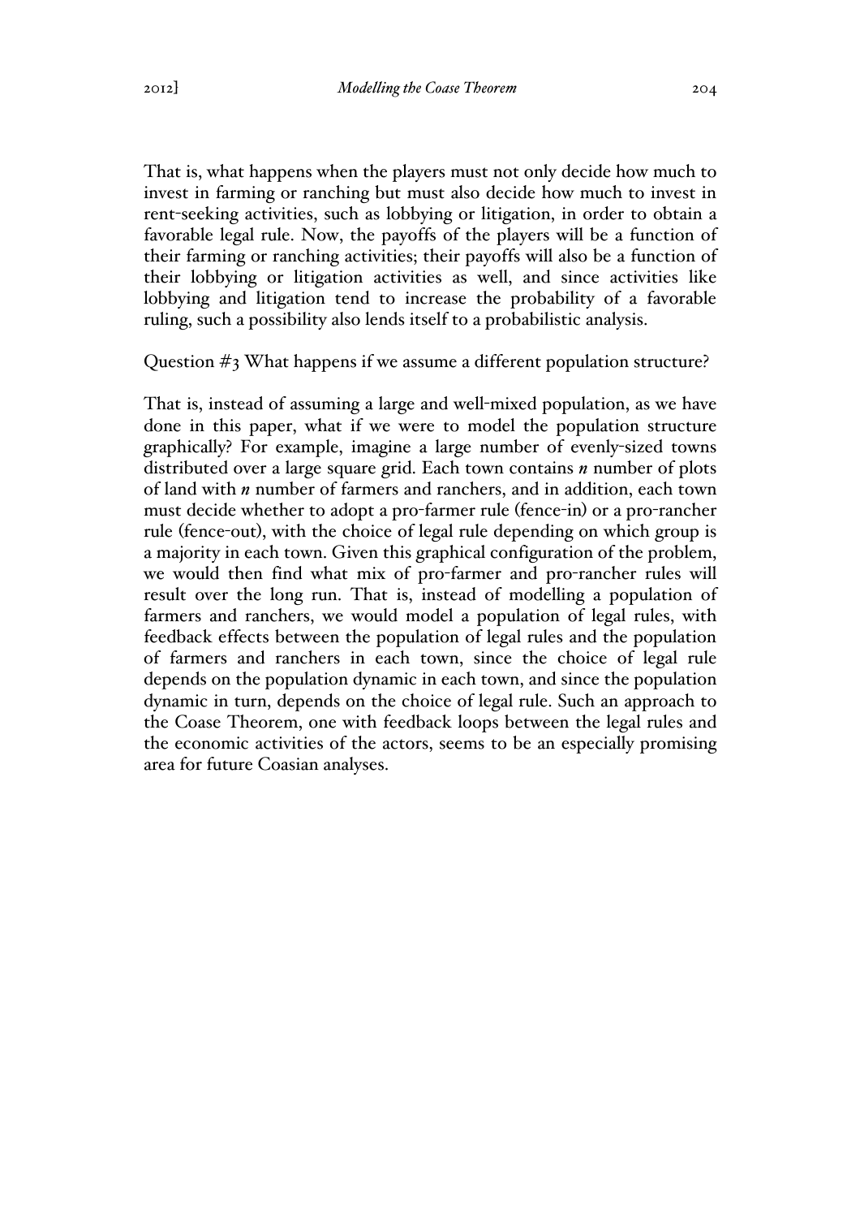That is, what happens when the players must not only decide how much to invest in farming or ranching but must also decide how much to invest in rent-seeking activities, such as lobbying or litigation, in order to obtain a favorable legal rule. Now, the payoffs of the players will be a function of their farming or ranching activities; their payoffs will also be a function of their lobbying or litigation activities as well, and since activities like lobbying and litigation tend to increase the probability of a favorable ruling, such a possibility also lends itself to a probabilistic analysis.

Question #3 What happens if we assume a different population structure?

That is, instead of assuming a large and well-mixed population, as we have done in this paper, what if we were to model the population structure graphically? For example, imagine a large number of evenly-sized towns distributed over a large square grid. Each town contains *n* number of plots of land with *n* number of farmers and ranchers, and in addition, each town must decide whether to adopt a pro-farmer rule (fence-in) or a pro-rancher rule (fence-out), with the choice of legal rule depending on which group is a majority in each town. Given this graphical configuration of the problem, we would then find what mix of pro-farmer and pro-rancher rules will result over the long run. That is, instead of modelling a population of farmers and ranchers, we would model a population of legal rules, with feedback effects between the population of legal rules and the population of farmers and ranchers in each town, since the choice of legal rule depends on the population dynamic in each town, and since the population dynamic in turn, depends on the choice of legal rule. Such an approach to the Coase Theorem, one with feedback loops between the legal rules and the economic activities of the actors, seems to be an especially promising area for future Coasian analyses.